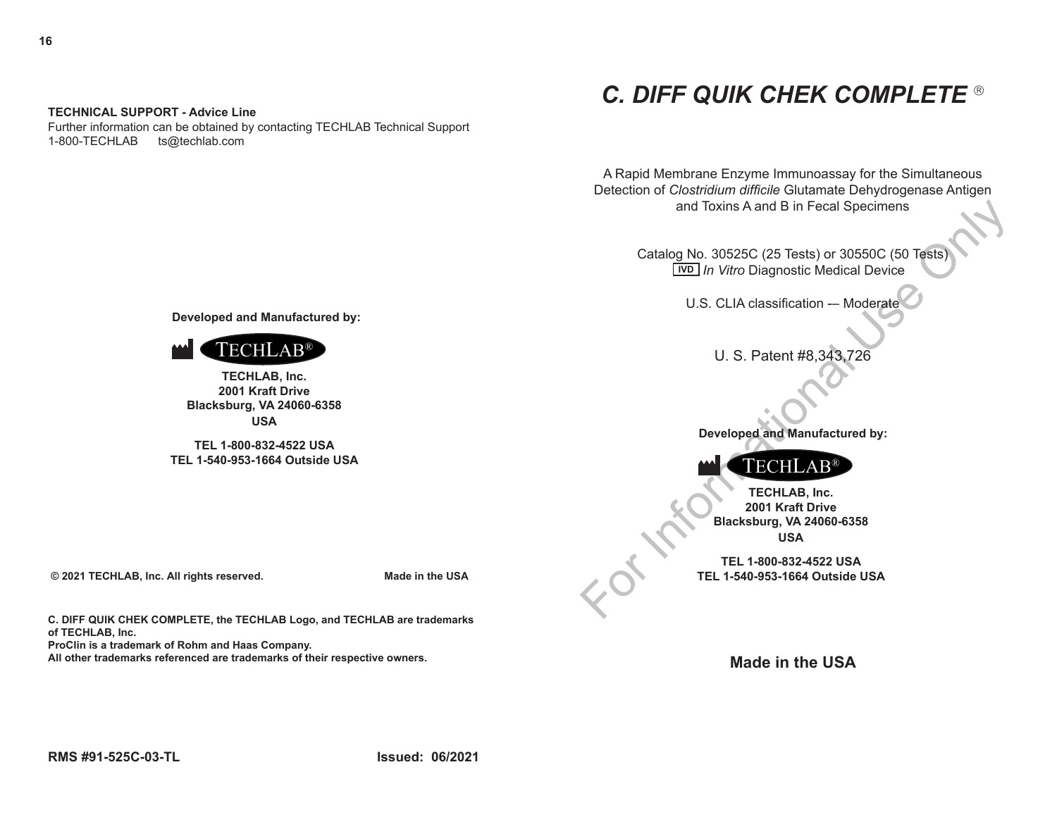**TECHNICAL SUPPORT - Advice Line**
Further information can be obtained by contacting TECHLAB Technical Support
1-800-TECHLAB ts@techlab.com

**Developed and Manufactured by:**

TECHLAB®

**TECHLAB, Inc.**
**2001 Kraft Drive**
**Blacksburg, VA 24060-6358**
**USA**

**TEL 1-800-832-4522 USA**
**TEL 1-540-953-1664 Outside USA**

**© 2021 TECHLAB, Inc. All rights reserved.** **Made in the USA**

**C. DIFF QUIK CHEK COMPLETE, the TECHLAB Logo, and TECHLAB are trademarks of TECHLAB, Inc.**
**ProClin is a trademark of Rohm and Haas Company.**
**All other trademarks referenced are trademarks of their respective owners.**

**RMS #91-525C-03-TL** **Issued: 06/2021**

# *C. DIFF QUIK CHEK COMPLETE* ®

A Rapid Membrane Enzyme Immunoassay for the Simultaneous Detection of *Clostridium difficile* Glutamate Dehydrogenase Antigen and Toxins A and B in Fecal Specimens

Catalog No. 30525C (25 Tests) or 30550C (50 Tests)
IVD *In Vitro* Diagnostic Medical Device

U.S. CLIA classification -– Moderate

U. S. Patent #8,343,726

**Developed and Manufactured by:**

TECHLAB®

**TECHLAB, Inc.**
**2001 Kraft Drive**
**Blacksburg, VA 24060-6358**
**USA**

**TEL 1-800-832-4522 USA**
**TEL 1-540-953-1664 Outside USA**

**Made in the USA**

For Informational Use Only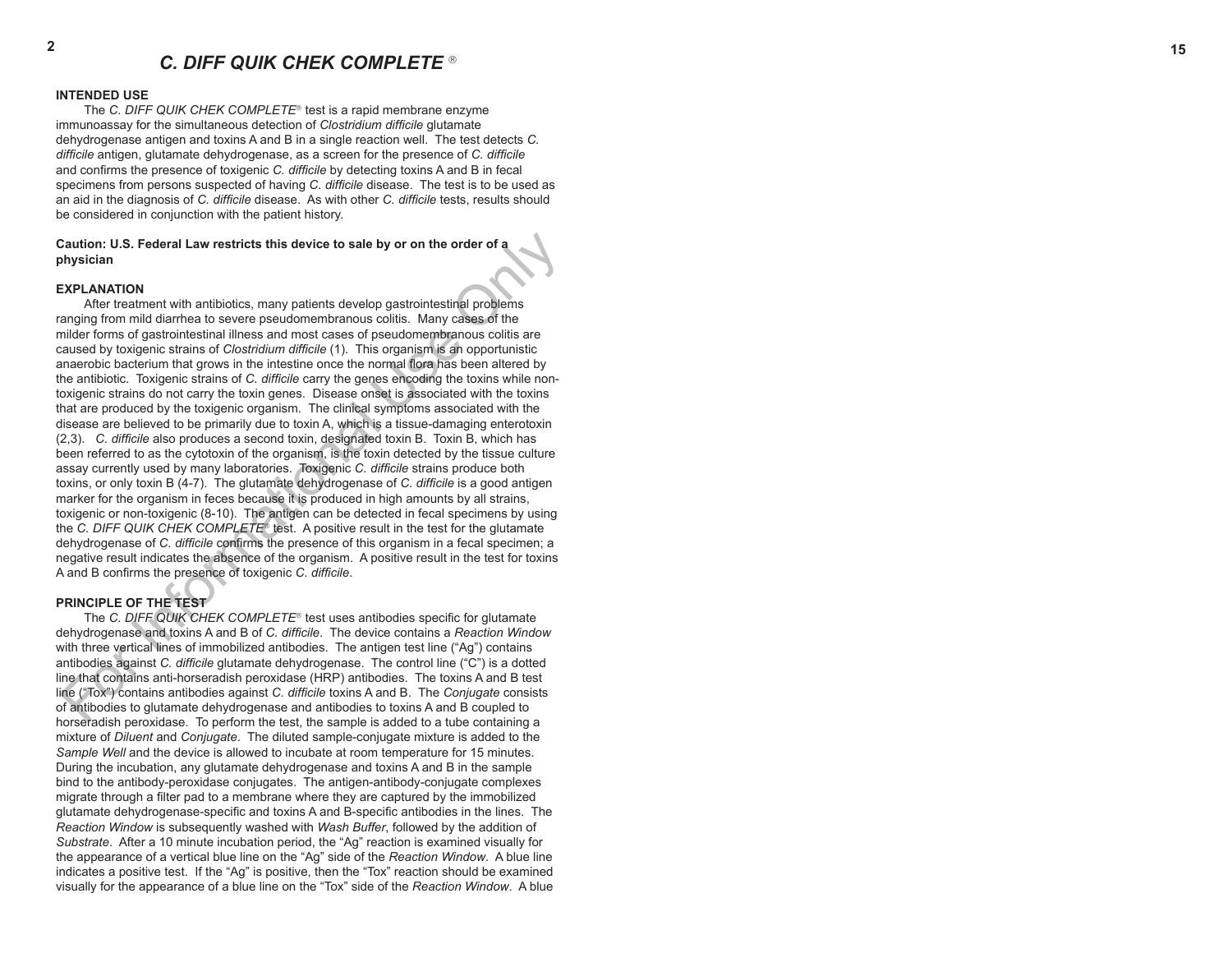# *C. DIFF QUIK CHEK COMPLETE* ®

## INTENDED USE

The *C. DIFF QUIK CHEK COMPLETE*® test is a rapid membrane enzyme immunoassay for the simultaneous detection of *Clostridium difficile* glutamate dehydrogenase antigen and toxins A and B in a single reaction well. The test detects *C. difficile* antigen, glutamate dehydrogenase, as a screen for the presence of *C. difficile* and confirms the presence of toxigenic *C. difficile* by detecting toxins A and B in fecal specimens from persons suspected of having *C. difficile* disease. The test is to be used as an aid in the diagnosis of *C. difficile* disease. As with other *C. difficile* tests, results should be considered in conjunction with the patient history.

**Caution: U.S. Federal Law restricts this device to sale by or on the order of a physician**

## EXPLANATION

After treatment with antibiotics, many patients develop gastrointestinal problems ranging from mild diarrhea to severe pseudomembranous colitis. Many cases of the milder forms of gastrointestinal illness and most cases of pseudomembranous colitis are caused by toxigenic strains of *Clostridium difficile* (1). This organism is an opportunistic anaerobic bacterium that grows in the intestine once the normal flora has been altered by the antibiotic. Toxigenic strains of *C. difficile* carry the genes encoding the toxins while non-toxigenic strains do not carry the toxin genes. Disease onset is associated with the toxins that are produced by the toxigenic organism. The clinical symptoms associated with the disease are believed to be primarily due to toxin A, which is a tissue-damaging enterotoxin (2,3). *C. difficile* also produces a second toxin, designated toxin B. Toxin B, which has been referred to as the cytotoxin of the organism, is the toxin detected by the tissue culture assay currently used by many laboratories. Toxigenic *C. difficile* strains produce both toxins, or only toxin B (4-7). The glutamate dehydrogenase of *C. difficile* is a good antigen marker for the organism in feces because it is produced in high amounts by all strains, toxigenic or non-toxigenic (8-10). The antigen can be detected in fecal specimens by using the *C. DIFF QUIK CHEK COMPLETE*® test. A positive result in the test for the glutamate dehydrogenase of *C. difficile* confirms the presence of this organism in a fecal specimen; a negative result indicates the absence of the organism. A positive result in the test for toxins A and B confirms the presence of toxigenic *C. difficile*.

## PRINCIPLE OF THE TEST

The *C. DIFF QUIK CHEK COMPLETE*® test uses antibodies specific for glutamate dehydrogenase and toxins A and B of *C. difficile*. The device contains a *Reaction Window* with three vertical lines of immobilized antibodies. The antigen test line ("Ag") contains antibodies against *C. difficile* glutamate dehydrogenase. The control line ("C") is a dotted line that contains anti-horseradish peroxidase (HRP) antibodies. The toxins A and B test line ("Tox") contains antibodies against *C. difficile* toxins A and B. The *Conjugate* consists of antibodies to glutamate dehydrogenase and antibodies to toxins A and B coupled to horseradish peroxidase. To perform the test, the sample is added to a tube containing a mixture of *Diluent* and *Conjugate*. The diluted sample-conjugate mixture is added to the *Sample Well* and the device is allowed to incubate at room temperature for 15 minutes. During the incubation, any glutamate dehydrogenase and toxins A and B in the sample bind to the antibody-peroxidase conjugates. The antigen-antibody-conjugate complexes migrate through a filter pad to a membrane where they are captured by the immobilized glutamate dehydrogenase-specific and toxins A and B-specific antibodies in the lines. The *Reaction Window* is subsequently washed with *Wash Buffer*, followed by the addition of *Substrate*. After a 10 minute incubation period, the "Ag" reaction is examined visually for the appearance of a vertical blue line on the "Ag" side of the *Reaction Window*. A blue line indicates a positive test. If the "Ag" is positive, then the "Tox" reaction should be examined visually for the appearance of a blue line on the "Tox" side of the *Reaction Window*. A blue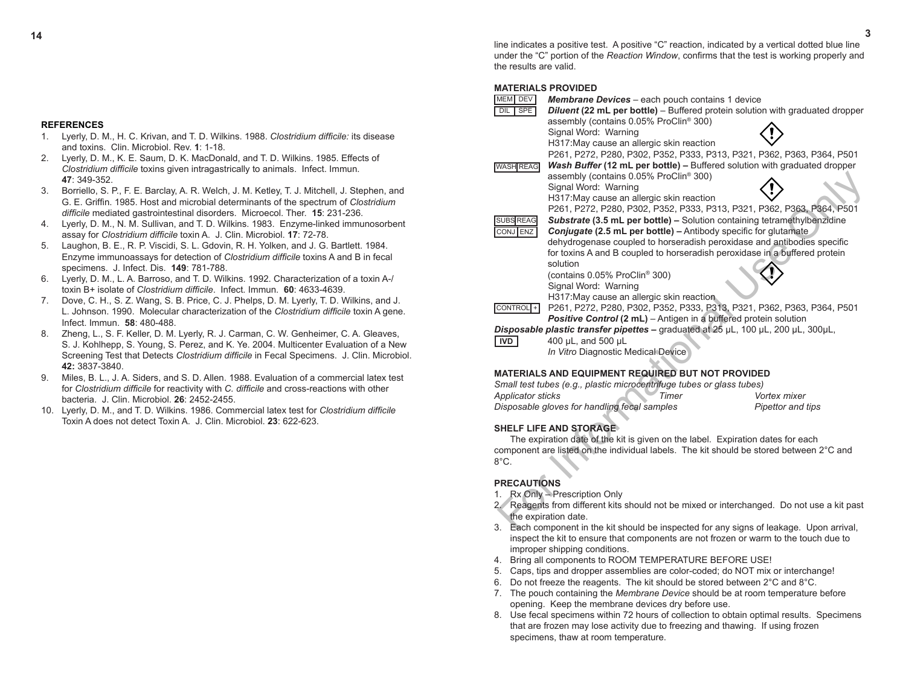## REFERENCES

1. Lyerly, D. M., H. C. Krivan, and T. D. Wilkins. 1988. *Clostridium difficile:* its disease and toxins. Clin. Microbiol. Rev. **1**: 1-18.
2. Lyerly, D. M., K. E. Saum, D. K. MacDonald, and T. D. Wilkins. 1985. Effects of *Clostridium difficile* toxins given intragastrically to animals. Infect. Immun. **47**: 349-352.
3. Borriello, S. P., F. E. Barclay, A. R. Welch, J. M. Ketley, T. J. Mitchell, J. Stephen, and G. E. Griffin. 1985. Host and microbial determinants of the spectrum of *Clostridium difficile* mediated gastrointestinal disorders. Microecol. Ther. **15**: 231-236.
4. Lyerly, D. M., N. M. Sullivan, and T. D. Wilkins. 1983. Enzyme-linked immunosorbent assay for *Clostridium difficile* toxin A. J. Clin. Microbiol. **17**: 72-78.
5. Laughon, B. E., R. P. Viscidi, S. L. Gdovin, R. H. Yolken, and J. G. Bartlett. 1984. Enzyme immunoassays for detection of *Clostridium difficile* toxins A and B in fecal specimens. J. Infect. Dis. **149**: 781-788.
6. Lyerly, D. M., L. A. Barroso, and T. D. Wilkins. 1992. Characterization of a toxin A-/ toxin B+ isolate of *Clostridium difficile*. Infect. Immun. **60**: 4633-4639.
7. Dove, C. H., S. Z. Wang, S. B. Price, C. J. Phelps, D. M. Lyerly, T. D. Wilkins, and J. L. Johnson. 1990. Molecular characterization of the *Clostridium difficile* toxin A gene. Infect. Immun. **58**: 480-488.
8. Zheng, L., S. F. Keller, D. M. Lyerly, R. J. Carman, C. W. Genheimer, C. A. Gleaves, S. J. Kohlhepp, S. Young, S. Perez, and K. Ye. 2004. Multicenter Evaluation of a New Screening Test that Detects *Clostridium difficile* in Fecal Specimens. J. Clin. Microbiol. **42:** 3837-3840.
9. Miles, B. L., J. A. Siders, and S. D. Allen. 1988. Evaluation of a commercial latex test for *Clostridium difficile* for reactivity with *C. difficile* and cross-reactions with other bacteria. J. Clin. Microbiol. **26**: 2452-2455.
10. Lyerly, D. M., and T. D. Wilkins. 1986. Commercial latex test for *Clostridium difficile* Toxin A does not detect Toxin A. J. Clin. Microbiol. **23**: 622-623.

line indicates a positive test. A positive "C" reaction, indicated by a vertical dotted blue line under the "C" portion of the *Reaction Window*, confirms that the test is working properly and the results are valid.

## MATERIALS PROVIDED

MEM DEV — ***Membrane Devices*** – each pouch contains 1 device

DIL SPE — ***Diluent* (22 mL per bottle)** – Buffered protein solution with graduated dropper assembly (contains 0.05% ProClin® 300)
Signal Word: Warning
H317:May cause an allergic skin reaction
P261, P272, P280, P302, P352, P333, P313, P321, P362, P363, P364, P501

WASH REAG — ***Wash Buffer* (12 mL per bottle) –** Buffered solution with graduated dropper assembly (contains 0.05% ProClin® 300)
Signal Word: Warning
H317:May cause an allergic skin reaction
P261, P272, P280, P302, P352, P333, P313, P321, P362, P363, P364, P501

SUBS REAG — ***Substrate* (3.5 mL per bottle) –** Solution containing tetramethylbenzidine

CONJ ENZ — ***Conjugate* (2.5 mL per bottle) –** Antibody specific for glutamate dehydrogenase coupled to horseradish peroxidase and antibodies specific for toxins A and B coupled to horseradish peroxidase in a buffered protein solution
(contains 0.05% ProClin® 300)
Signal Word: Warning
H317:May cause an allergic skin reaction
P261, P272, P280, P302, P352, P333, P313, P321, P362, P363, P364, P501

CONTROL + — ***Positive Control* (2 mL)** – Antigen in a buffered protein solution

***Disposable plastic transfer pipettes* –** graduated at 25 µL, 100 µL, 200 µL, 300µL, 400 µL, and 500 µL

IVD — *In Vitro* Diagnostic Medical Device

## MATERIALS AND EQUIPMENT REQUIRED BUT NOT PROVIDED

*Small test tubes (e.g., plastic microcentrifuge tubes or glass tubes)*
*Applicator sticks* | *Timer* | *Vortex mixer*
*Disposable gloves for handling fecal samples* | *Pipettor and tips*

## SHELF LIFE AND STORAGE

The expiration date of the kit is given on the label. Expiration dates for each component are listed on the individual labels. The kit should be stored between 2°C and 8°C.

## PRECAUTIONS

1. Rx Only – Prescription Only
2. Reagents from different kits should not be mixed or interchanged. Do not use a kit past the expiration date.
3. Each component in the kit should be inspected for any signs of leakage. Upon arrival, inspect the kit to ensure that components are not frozen or warm to the touch due to improper shipping conditions.
4. Bring all components to ROOM TEMPERATURE BEFORE USE!
5. Caps, tips and dropper assemblies are color-coded; do NOT mix or interchange!
6. Do not freeze the reagents. The kit should be stored between 2°C and 8°C.
7. The pouch containing the *Membrane Device* should be at room temperature before opening. Keep the membrane devices dry before use.
8. Use fecal specimens within 72 hours of collection to obtain optimal results. Specimens that are frozen may lose activity due to freezing and thawing. If using frozen specimens, thaw at room temperature.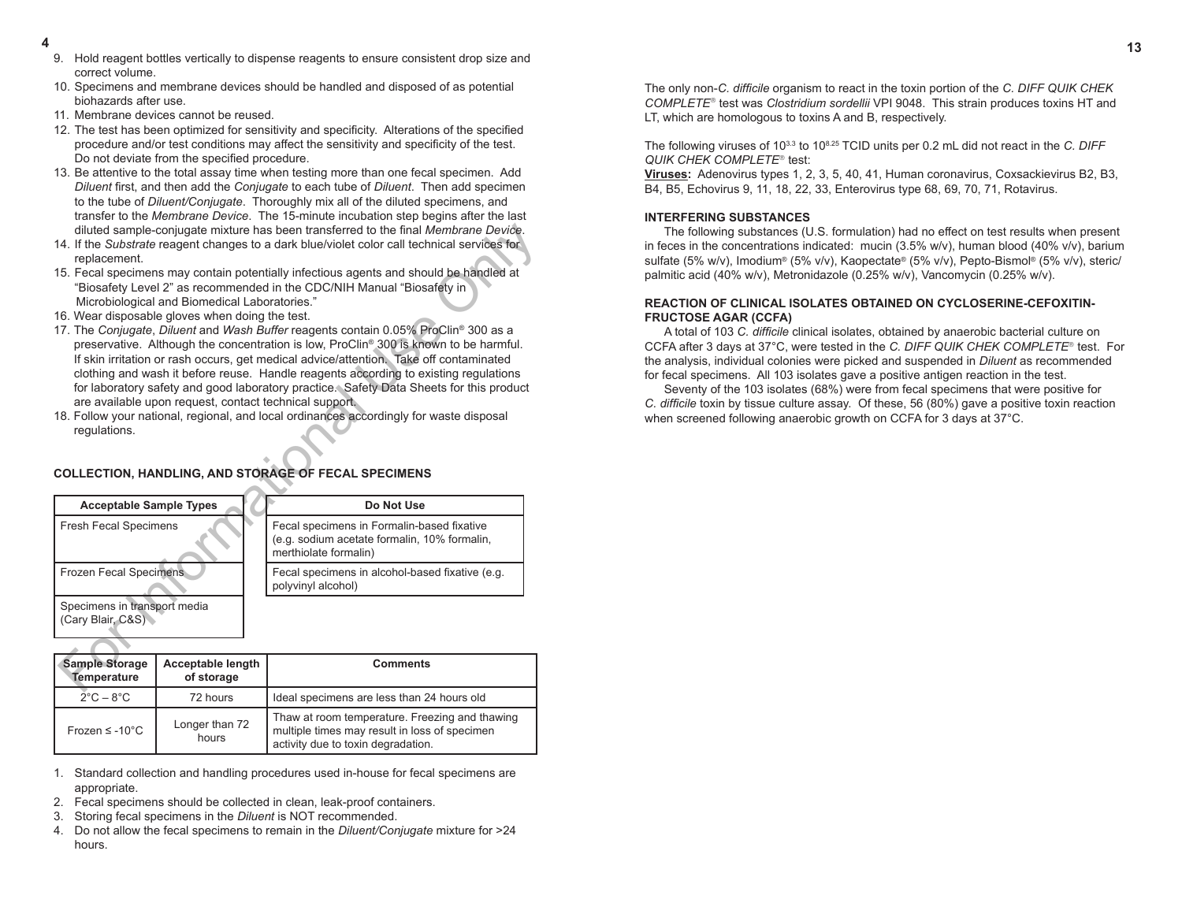9. Hold reagent bottles vertically to dispense reagents to ensure consistent drop size and correct volume.
10. Specimens and membrane devices should be handled and disposed of as potential biohazards after use.
11. Membrane devices cannot be reused.
12. The test has been optimized for sensitivity and specificity. Alterations of the specified procedure and/or test conditions may affect the sensitivity and specificity of the test. Do not deviate from the specified procedure.
13. Be attentive to the total assay time when testing more than one fecal specimen. Add *Diluent* first, and then add the *Conjugate* to each tube of *Diluent*. Then add specimen to the tube of *Diluent/Conjugate*. Thoroughly mix all of the diluted specimens, and transfer to the *Membrane Device*. The 15-minute incubation step begins after the last diluted sample-conjugate mixture has been transferred to the final *Membrane Device*.
14. If the *Substrate* reagent changes to a dark blue/violet color call technical services for replacement.
15. Fecal specimens may contain potentially infectious agents and should be handled at "Biosafety Level 2" as recommended in the CDC/NIH Manual "Biosafety in Microbiological and Biomedical Laboratories."
16. Wear disposable gloves when doing the test.
17. The *Conjugate*, *Diluent* and *Wash Buffer* reagents contain 0.05% ProClin® 300 as a preservative. Although the concentration is low, ProClin® 300 is known to be harmful. If skin irritation or rash occurs, get medical advice/attention. Take off contaminated clothing and wash it before reuse. Handle reagents according to existing regulations for laboratory safety and good laboratory practice. Safety Data Sheets for this product are available upon request, contact technical support.
18. Follow your national, regional, and local ordinances accordingly for waste disposal regulations.

## COLLECTION, HANDLING, AND STORAGE OF FECAL SPECIMENS

| Acceptable Sample Types |
|---|
| Fresh Fecal Specimens |
| Frozen Fecal Specimens |
| Specimens in transport media (Cary Blair, C&S) |

| Do Not Use |
|---|
| Fecal specimens in Formalin-based fixative (e.g. sodium acetate formalin, 10% formalin, merthiolate formalin) |
| Fecal specimens in alcohol-based fixative (e.g. polyvinyl alcohol) |

| Sample Storage Temperature | Acceptable length of storage | Comments |
|---|---|---|
| 2°C – 8°C | 72 hours | Ideal specimens are less than 24 hours old |
| Frozen ≤ -10°C | Longer than 72 hours | Thaw at room temperature. Freezing and thawing multiple times may result in loss of specimen activity due to toxin degradation. |

1. Standard collection and handling procedures used in-house for fecal specimens are appropriate.
2. Fecal specimens should be collected in clean, leak-proof containers.
3. Storing fecal specimens in the *Diluent* is NOT recommended.
4. Do not allow the fecal specimens to remain in the *Diluent/Conjugate* mixture for >24 hours.

The only non-*C. difficile* organism to react in the toxin portion of the *C. DIFF QUIK CHEK COMPLETE*® test was *Clostridium sordellii* VPI 9048. This strain produces toxins HT and LT, which are homologous to toxins A and B, respectively.

The following viruses of $10^{3.3}$ to $10^{8.25}$ TCID units per 0.2 mL did not react in the *C. DIFF QUIK CHEK COMPLETE*® test:

**Viruses:** Adenovirus types 1, 2, 3, 5, 40, 41, Human coronavirus, Coxsackievirus B2, B3, B4, B5, Echovirus 9, 11, 18, 22, 33, Enterovirus type 68, 69, 70, 71, Rotavirus.

### INTERFERING SUBSTANCES

The following substances (U.S. formulation) had no effect on test results when present in feces in the concentrations indicated: mucin (3.5% w/v), human blood (40% v/v), barium sulfate (5% w/v), Imodium® (5% v/v), Kaopectate® (5% v/v), Pepto-Bismol® (5% v/v), steric/palmitic acid (40% w/v), Metronidazole (0.25% w/v), Vancomycin (0.25% w/v).

### REACTION OF CLINICAL ISOLATES OBTAINED ON CYCLOSERINE-CEFOXITIN-FRUCTOSE AGAR (CCFA)

A total of 103 *C. difficile* clinical isolates, obtained by anaerobic bacterial culture on CCFA after 3 days at 37°C, were tested in the *C. DIFF QUIK CHEK COMPLETE*® test. For the analysis, individual colonies were picked and suspended in *Diluent* as recommended for fecal specimens. All 103 isolates gave a positive antigen reaction in the test.

Seventy of the 103 isolates (68%) were from fecal specimens that were positive for *C. difficile* toxin by tissue culture assay. Of these, 56 (80%) gave a positive toxin reaction when screened following anaerobic growth on CCFA for 3 days at 37°C.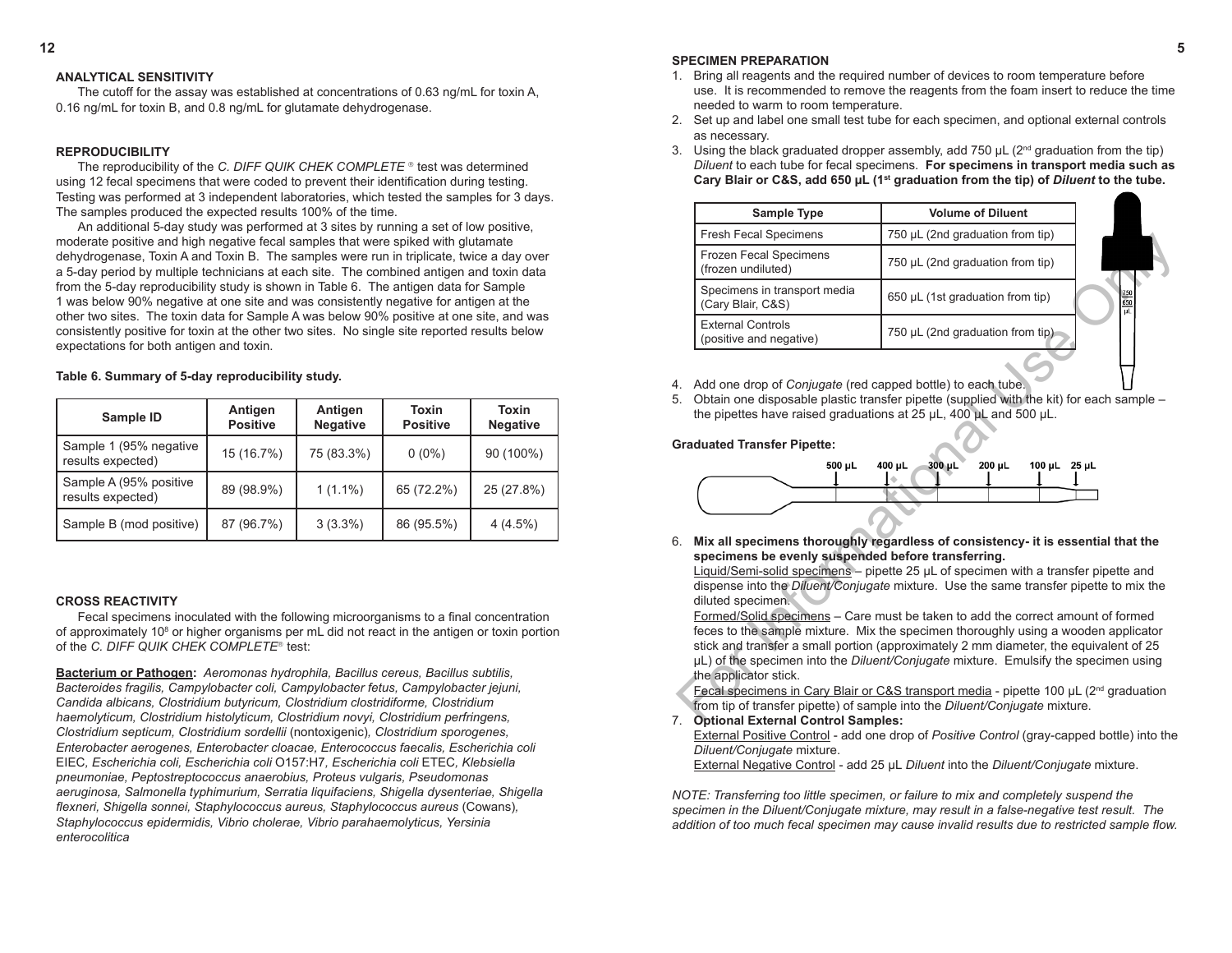## ANALYTICAL SENSITIVITY

The cutoff for the assay was established at concentrations of 0.63 ng/mL for toxin A, 0.16 ng/mL for toxin B, and 0.8 ng/mL for glutamate dehydrogenase.

## REPRODUCIBILITY

The reproducibility of the *C. DIFF QUIK CHEK COMPLETE* ® test was determined using 12 fecal specimens that were coded to prevent their identification during testing. Testing was performed at 3 independent laboratories, which tested the samples for 3 days. The samples produced the expected results 100% of the time.

An additional 5-day study was performed at 3 sites by running a set of low positive, moderate positive and high negative fecal samples that were spiked with glutamate dehydrogenase, Toxin A and Toxin B. The samples were run in triplicate, twice a day over a 5-day period by multiple technicians at each site. The combined antigen and toxin data from the 5-day reproducibility study is shown in Table 6. The antigen data for Sample 1 was below 90% negative at one site and was consistently negative for antigen at the other two sites. The toxin data for Sample A was below 90% positive at one site, and was consistently positive for toxin at the other two sites. No single site reported results below expectations for both antigen and toxin.

**Table 6. Summary of 5-day reproducibility study.**

| Sample ID | Antigen Positive | Antigen Negative | Toxin Positive | Toxin Negative |
|---|---|---|---|---|
| Sample 1 (95% negative results expected) | 15 (16.7%) | 75 (83.3%) | 0 (0%) | 90 (100%) |
| Sample A (95% positive results expected) | 89 (98.9%) | 1 (1.1%) | 65 (72.2%) | 25 (27.8%) |
| Sample B (mod positive) | 87 (96.7%) | 3 (3.3%) | 86 (95.5%) | 4 (4.5%) |

## CROSS REACTIVITY

Fecal specimens inoculated with the following microorganisms to a final concentration of approximately $10^8$ or higher organisms per mL did not react in the antigen or toxin portion of the *C. DIFF QUIK CHEK COMPLETE*® test:

**Bacterium or Pathogen:** *Aeromonas hydrophila, Bacillus cereus, Bacillus subtilis, Bacteroides fragilis, Campylobacter coli, Campylobacter fetus, Campylobacter jejuni, Candida albicans, Clostridium butyricum, Clostridium clostridiforme, Clostridium haemolyticum, Clostridium histolyticum, Clostridium novyi, Clostridium perfringens, Clostridium septicum, Clostridium sordellii* (nontoxigenic)*, Clostridium sporogenes, Enterobacter aerogenes, Enterobacter cloacae, Enterococcus faecalis, Escherichia coli* EIEC*, Escherichia coli, Escherichia coli* O157:H7*, Escherichia coli* ETEC*, Klebsiella pneumoniae, Peptostreptococcus anaerobius, Proteus vulgaris, Pseudomonas aeruginosa, Salmonella typhimurium, Serratia liquifaciens, Shigella dysenteriae, Shigella flexneri, Shigella sonnei, Staphylococcus aureus, Staphylococcus aureus* (Cowans)*, Staphylococcus epidermidis, Vibrio cholerae, Vibrio parahaemolyticus, Yersinia enterocolitica*

## SPECIMEN PREPARATION

1. Bring all reagents and the required number of devices to room temperature before use. It is recommended to remove the reagents from the foam insert to reduce the time needed to warm to room temperature.
2. Set up and label one small test tube for each specimen, and optional external controls as necessary.
3. Using the black graduated dropper assembly, add 750 µL (2nd graduation from the tip) *Diluent* to each tube for fecal specimens. **For specimens in transport media such as Cary Blair or C&S, add 650 µL (1st graduation from the tip) of *Diluent* to the tube.**

| Sample Type | Volume of Diluent |
|---|---|
| Fresh Fecal Specimens | 750 µL (2nd graduation from tip) |
| Frozen Fecal Specimens (frozen undiluted) | 750 µL (2nd graduation from tip) |
| Specimens in transport media (Cary Blair, C&S) | 650 µL (1st graduation from tip) |
| External Controls (positive and negative) | 750 µL (2nd graduation from tip) |

4. Add one drop of *Conjugate* (red capped bottle) to each tube.
5. Obtain one disposable plastic transfer pipette (supplied with the kit) for each sample – the pipettes have raised graduations at 25 µL, 400 µL and 500 µL.

**Graduated Transfer Pipette:**

500 µL 400 µL 300 µL 200 µL 100 µL 25 µL

6. **Mix all specimens thoroughly regardless of consistency- it is essential that the specimens be evenly suspended before transferring.**
   Liquid/Semi-solid specimens – pipette 25 µL of specimen with a transfer pipette and dispense into the *Diluent/Conjugate* mixture. Use the same transfer pipette to mix the diluted specimen.
   Formed/Solid specimens – Care must be taken to add the correct amount of formed feces to the sample mixture. Mix the specimen thoroughly using a wooden applicator stick and transfer a small portion (approximately 2 mm diameter, the equivalent of 25 µL) of the specimen into the *Diluent/Conjugate* mixture. Emulsify the specimen using the applicator stick.
   Fecal specimens in Cary Blair or C&S transport media - pipette 100 µL (2nd graduation from tip of transfer pipette) of sample into the *Diluent/Conjugate* mixture.
7. **Optional External Control Samples:**
   External Positive Control - add one drop of *Positive Control* (gray-capped bottle) into the *Diluent/Conjugate* mixture.
   External Negative Control - add 25 µL *Diluent* into the *Diluent/Conjugate* mixture.

*NOTE: Transferring too little specimen, or failure to mix and completely suspend the specimen in the Diluent/Conjugate mixture, may result in a false-negative test result. The addition of too much fecal specimen may cause invalid results due to restricted sample flow.*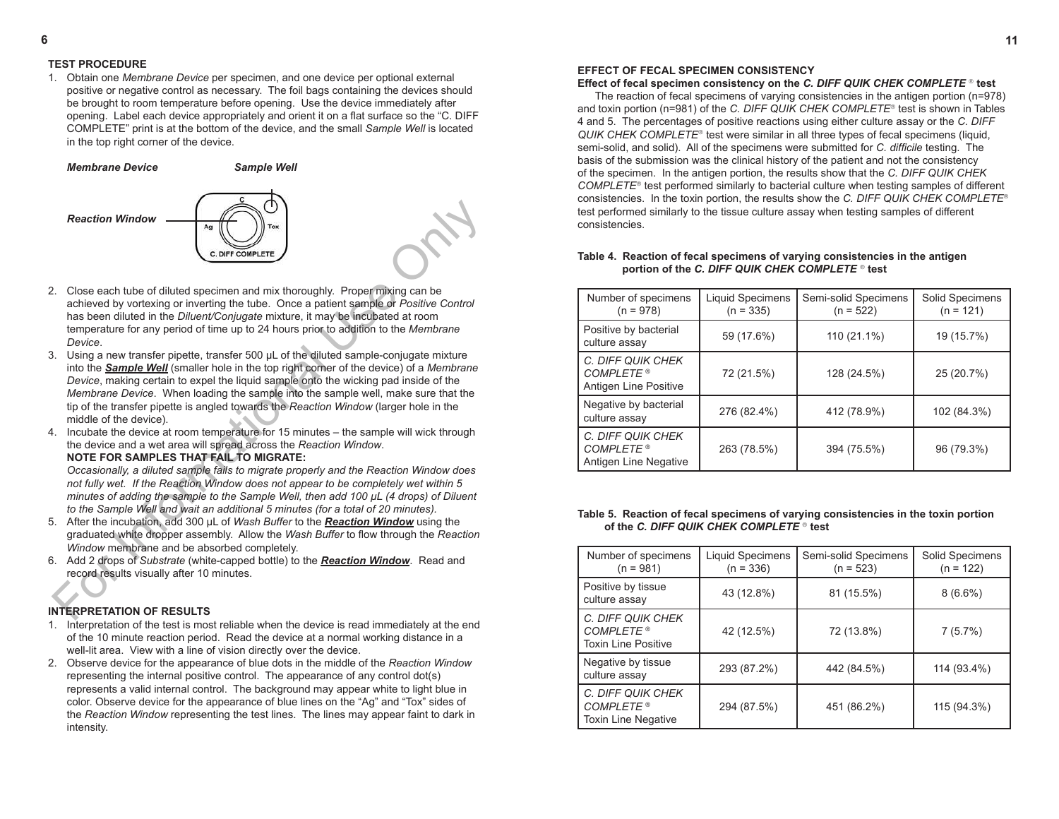## TEST PROCEDURE

1. Obtain one *Membrane Device* per specimen, and one device per optional external positive or negative control as necessary. The foil bags containing the devices should be brought to room temperature before opening. Use the device immediately after opening. Label each device appropriately and orient it on a flat surface so the "C. DIFF COMPLETE" print is at the bottom of the device, and the small *Sample Well* is located in the top right corner of the device.

***Membrane Device*** ***Sample Well***

***Reaction Window***

2. Close each tube of diluted specimen and mix thoroughly. Proper mixing can be achieved by vortexing or inverting the tube. Once a patient sample or *Positive Control* has been diluted in the *Diluent/Conjugate* mixture, it may be incubated at room temperature for any period of time up to 24 hours prior to addition to the *Membrane Device*.
3. Using a new transfer pipette, transfer 500 µL of the diluted sample-conjugate mixture into the ***Sample Well*** (smaller hole in the top right corner of the device) of a *Membrane Device*, making certain to expel the liquid sample onto the wicking pad inside of the *Membrane Device*. When loading the sample into the sample well, make sure that the tip of the transfer pipette is angled towards the *Reaction Window* (larger hole in the middle of the device).
4. Incubate the device at room temperature for 15 minutes – the sample will wick through the device and a wet area will spread across the *Reaction Window*.
   **NOTE FOR SAMPLES THAT FAIL TO MIGRATE:**
   *Occasionally, a diluted sample fails to migrate properly and the Reaction Window does not fully wet. If the Reaction Window does not appear to be completely wet within 5 minutes of adding the sample to the Sample Well, then add 100 µL (4 drops) of Diluent to the Sample Well and wait an additional 5 minutes (for a total of 20 minutes).*
5. After the incubation, add 300 µL of *Wash Buffer* to the ***Reaction Window*** using the graduated white dropper assembly. Allow the *Wash Buffer* to flow through the *Reaction Window* membrane and be absorbed completely.
6. Add 2 drops of *Substrate* (white-capped bottle) to the ***Reaction Window***. Read and record results visually after 10 minutes.

## INTERPRETATION OF RESULTS

1. Interpretation of the test is most reliable when the device is read immediately at the end of the 10 minute reaction period. Read the device at a normal working distance in a well-lit area. View with a line of vision directly over the device.
2. Observe device for the appearance of blue dots in the middle of the *Reaction Window* representing the internal positive control. The appearance of any control dot(s) represents a valid internal control. The background may appear white to light blue in color. Observe device for the appearance of blue lines on the "Ag" and "Tox" sides of the *Reaction Window* representing the test lines. The lines may appear faint to dark in intensity.

## EFFECT OF FECAL SPECIMEN CONSISTENCY

**Effect of fecal specimen consistency on the *C. DIFF QUIK CHEK COMPLETE*® test**

The reaction of fecal specimens of varying consistencies in the antigen portion (n=978) and toxin portion (n=981) of the *C. DIFF QUIK CHEK COMPLETE*® test is shown in Tables 4 and 5. The percentages of positive reactions using either culture assay or the *C. DIFF QUIK CHEK COMPLETE*® test were similar in all three types of fecal specimens (liquid, semi-solid, and solid). All of the specimens were submitted for *C. difficile* testing. The basis of the submission was the clinical history of the patient and not the consistency of the specimen. In the antigen portion, the results show that the *C. DIFF QUIK CHEK COMPLETE*® test performed similarly to bacterial culture when testing samples of different consistencies. In the toxin portion, the results show the *C. DIFF QUIK CHEK COMPLETE*® test performed similarly to the tissue culture assay when testing samples of different consistencies.

**Table 4. Reaction of fecal specimens of varying consistencies in the antigen portion of the *C. DIFF QUIK CHEK COMPLETE*® test**

| Number of specimens (n = 978) | Liquid Specimens (n = 335) | Semi-solid Specimens (n = 522) | Solid Specimens (n = 121) |
|---|---|---|---|
| Positive by bacterial culture assay | 59 (17.6%) | 110 (21.1%) | 19 (15.7%) |
| *C. DIFF QUIK CHEK COMPLETE*® Antigen Line Positive | 72 (21.5%) | 128 (24.5%) | 25 (20.7%) |
| Negative by bacterial culture assay | 276 (82.4%) | 412 (78.9%) | 102 (84.3%) |
| *C. DIFF QUIK CHEK COMPLETE*® Antigen Line Negative | 263 (78.5%) | 394 (75.5%) | 96 (79.3%) |

**Table 5. Reaction of fecal specimens of varying consistencies in the toxin portion of the *C. DIFF QUIK CHEK COMPLETE*® test**

| Number of specimens (n = 981) | Liquid Specimens (n = 336) | Semi-solid Specimens (n = 523) | Solid Specimens (n = 122) |
|---|---|---|---|
| Positive by tissue culture assay | 43 (12.8%) | 81 (15.5%) | 8 (6.6%) |
| *C. DIFF QUIK CHEK COMPLETE*® Toxin Line Positive | 42 (12.5%) | 72 (13.8%) | 7 (5.7%) |
| Negative by tissue culture assay | 293 (87.2%) | 442 (84.5%) | 114 (93.4%) |
| *C. DIFF QUIK CHEK COMPLETE*® Toxin Line Negative | 294 (87.5%) | 451 (86.2%) | 115 (94.3%) |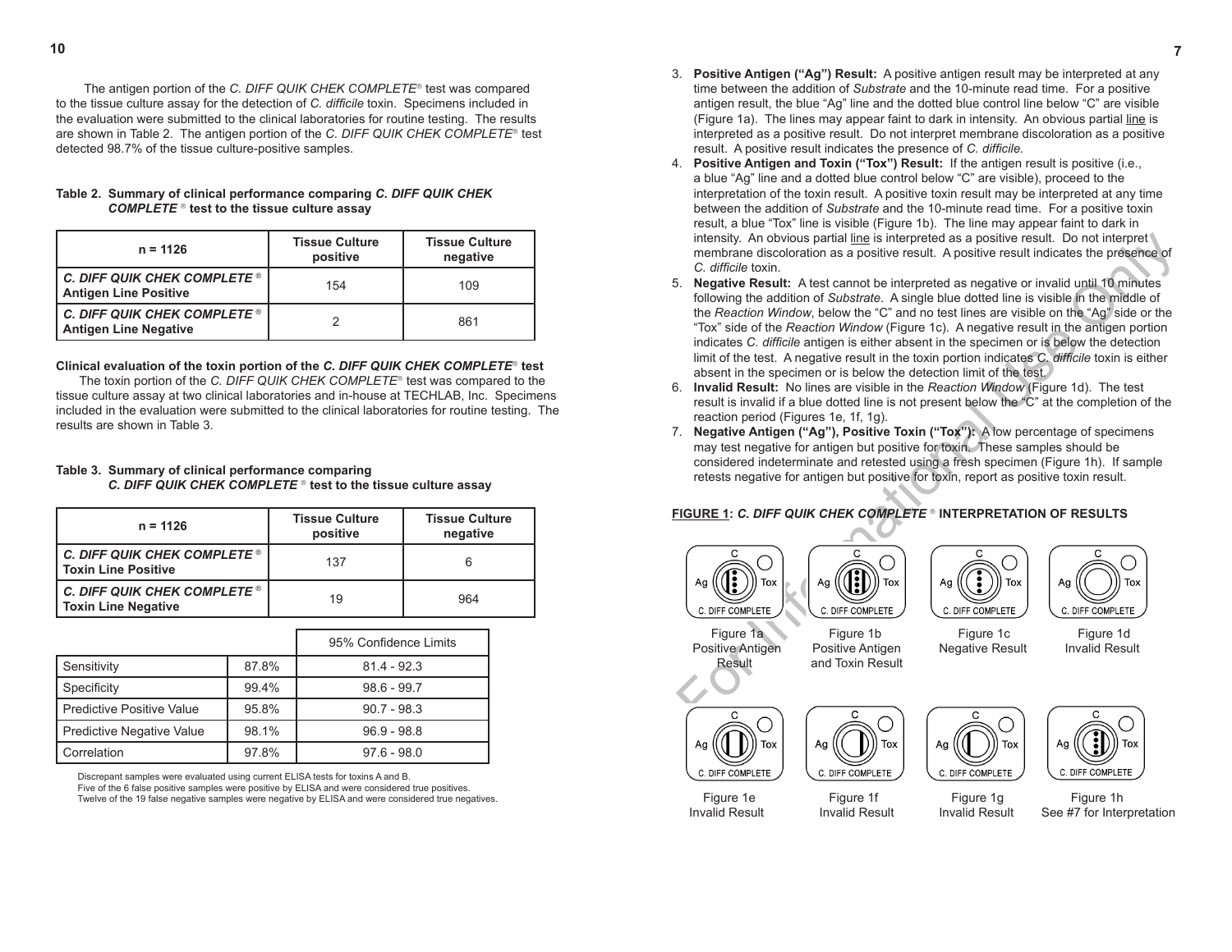The antigen portion of the *C. DIFF QUIK CHEK COMPLETE*® test was compared to the tissue culture assay for the detection of *C. difficile* toxin. Specimens included in the evaluation were submitted to the clinical laboratories for routine testing. The results are shown in Table 2. The antigen portion of the *C. DIFF QUIK CHEK COMPLETE*® test detected 98.7% of the tissue culture-positive samples.

**Table 2. Summary of clinical performance comparing *C. DIFF QUIK CHEK COMPLETE*® test to the tissue culture assay**

| n = 1126 | Tissue Culture positive | Tissue Culture negative |
|---|---|---|
| ***C. DIFF QUIK CHEK COMPLETE*® Antigen Line Positive** | 154 | 109 |
| ***C. DIFF QUIK CHEK COMPLETE*® Antigen Line Negative** | 2 | 861 |

**Clinical evaluation of the toxin portion of the *C. DIFF QUIK CHEK COMPLETE*® test**

The toxin portion of the *C. DIFF QUIK CHEK COMPLETE*® test was compared to the tissue culture assay at two clinical laboratories and in-house at TECHLAB, Inc. Specimens included in the evaluation were submitted to the clinical laboratories for routine testing. The results are shown in Table 3.

**Table 3. Summary of clinical performance comparing *C. DIFF QUIK CHEK COMPLETE*® test to the tissue culture assay**

| n = 1126 | Tissue Culture positive | Tissue Culture negative |
|---|---|---|
| ***C. DIFF QUIK CHEK COMPLETE*® Toxin Line Positive** | 137 | 6 |
| ***C. DIFF QUIK CHEK COMPLETE*® Toxin Line Negative** | 19 | 964 |

| | | 95% Confidence Limits |
|---|---|---|
| Sensitivity | 87.8% | 81.4 - 92.3 |
| Specificity | 99.4% | 98.6 - 99.7 |
| Predictive Positive Value | 95.8% | 90.7 - 98.3 |
| Predictive Negative Value | 98.1% | 96.9 - 98.8 |
| Correlation | 97.8% | 97.6 - 98.0 |

Discrepant samples were evaluated using current ELISA tests for toxins A and B.
Five of the 6 false positive samples were positive by ELISA and were considered true positives.
Twelve of the 19 false negative samples were negative by ELISA and were considered true negatives.

3. **Positive Antigen ("Ag") Result:** A positive antigen result may be interpreted at any time between the addition of *Substrate* and the 10-minute read time. For a positive antigen result, the blue "Ag" line and the dotted blue control line below "C" are visible (Figure 1a). The lines may appear faint to dark in intensity. An obvious partial line is interpreted as a positive result. Do not interpret membrane discoloration as a positive result. A positive result indicates the presence of *C. difficile.*
4. **Positive Antigen and Toxin ("Tox") Result:** If the antigen result is positive (i.e., a blue "Ag" line and a dotted blue control below "C" are visible), proceed to the interpretation of the toxin result. A positive toxin result may be interpreted at any time between the addition of *Substrate* and the 10-minute read time. For a positive toxin result, a blue "Tox" line is visible (Figure 1b). The line may appear faint to dark in intensity. An obvious partial line is interpreted as a positive result. Do not interpret membrane discoloration as a positive result. A positive result indicates the presence of *C. difficile* toxin.
5. **Negative Result:** A test cannot be interpreted as negative or invalid until 10 minutes following the addition of *Substrate*. A single blue dotted line is visible in the middle of the *Reaction Window*, below the "C" and no test lines are visible on the "Ag" side or the "Tox" side of the *Reaction Window* (Figure 1c). A negative result in the antigen portion indicates *C. difficile* antigen is either absent in the specimen or is below the detection limit of the test. A negative result in the toxin portion indicates *C. difficile* toxin is either absent in the specimen or is below the detection limit of the test.
6. **Invalid Result:** No lines are visible in the *Reaction Window* (Figure 1d). The test result is invalid if a blue dotted line is not present below the "C" at the completion of the reaction period (Figures 1e, 1f, 1g).
7. **Negative Antigen ("Ag"), Positive Toxin ("Tox"):** A low percentage of specimens may test negative for antigen but positive for toxin. These samples should be considered indeterminate and retested using a fresh specimen (Figure 1h). If sample retests negative for antigen but positive for toxin, report as positive toxin result.

**FIGURE 1: *C. DIFF QUIK CHEK COMPLETE*® INTERPRETATION OF RESULTS**

Figure 1a Positive Antigen Result

Figure 1b Positive Antigen and Toxin Result

Figure 1c Negative Result

Figure 1d Invalid Result

Figure 1e Invalid Result

Figure 1f Invalid Result

Figure 1g Invalid Result

Figure 1h See #7 for Interpretation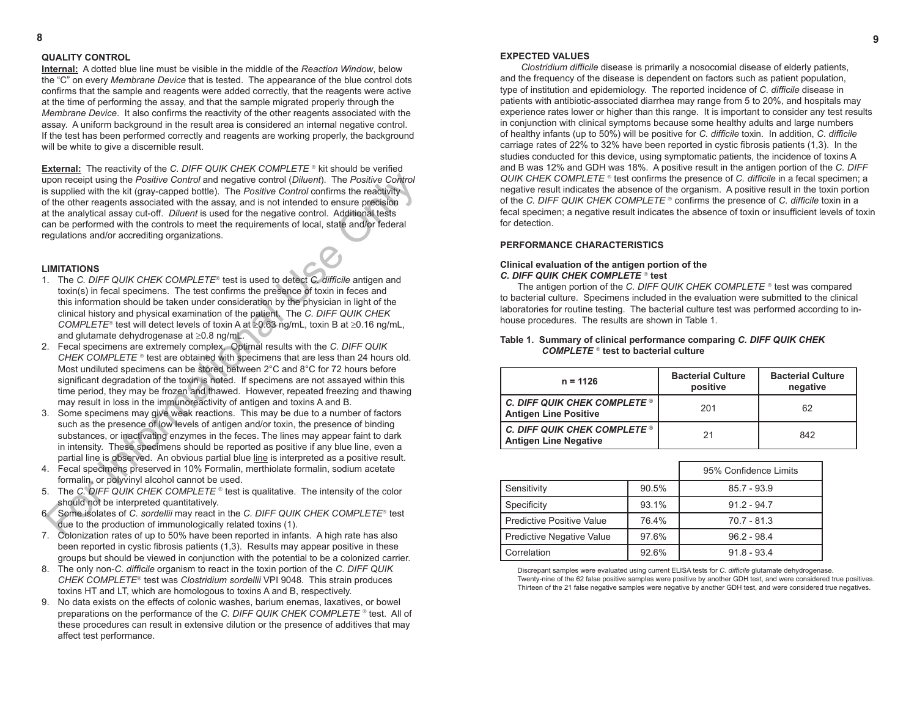## QUALITY CONTROL

**Internal:** A dotted blue line must be visible in the middle of the *Reaction Window*, below the "C" on every *Membrane Device* that is tested. The appearance of the blue control dots confirms that the sample and reagents were added correctly, that the reagents were active at the time of performing the assay, and that the sample migrated properly through the *Membrane Device*. It also confirms the reactivity of the other reagents associated with the assay. A uniform background in the result area is considered an internal negative control. If the test has been performed correctly and reagents are working properly, the background will be white to give a discernible result.

**External:** The reactivity of the *C. DIFF QUIK CHEK COMPLETE* ® kit should be verified upon receipt using the *Positive Control* and negative control (*Diluent*). The *Positive Control* is supplied with the kit (gray-capped bottle). The *Positive Control* confirms the reactivity of the other reagents associated with the assay, and is not intended to ensure precision at the analytical assay cut-off. *Diluent* is used for the negative control. Additional tests can be performed with the controls to meet the requirements of local, state and/or federal regulations and/or accrediting organizations.

## LIMITATIONS

1. The *C. DIFF QUIK CHEK COMPLETE*® test is used to detect *C. difficile* antigen and toxin(s) in fecal specimens. The test confirms the presence of toxin in feces and this information should be taken under consideration by the physician in light of the clinical history and physical examination of the patient. The *C. DIFF QUIK CHEK COMPLETE*® test will detect levels of toxin A at ≥0.63 ng/mL, toxin B at ≥0.16 ng/mL, and glutamate dehydrogenase at ≥0.8 ng/mL.
2. Fecal specimens are extremely complex. Optimal results with the *C. DIFF QUIK CHEK COMPLETE* ® test are obtained with specimens that are less than 24 hours old. Most undiluted specimens can be stored between 2°C and 8°C for 72 hours before significant degradation of the toxin is noted. If specimens are not assayed within this time period, they may be frozen and thawed. However, repeated freezing and thawing may result in loss in the immunoreactivity of antigen and toxins A and B.
3. Some specimens may give weak reactions. This may be due to a number of factors such as the presence of low levels of antigen and/or toxin, the presence of binding substances, or inactivating enzymes in the feces. The lines may appear faint to dark in intensity. These specimens should be reported as positive if any blue line, even a partial line is observed. An obvious partial blue line is interpreted as a positive result.
4. Fecal specimens preserved in 10% Formalin, merthiolate formalin, sodium acetate formalin, or polyvinyl alcohol cannot be used.
5. The *C. DIFF QUIK CHEK COMPLETE* ® test is qualitative. The intensity of the color should not be interpreted quantitatively.
6. Some isolates of *C. sordellii* may react in the *C. DIFF QUIK CHEK COMPLETE*® test due to the production of immunologically related toxins (1).
7. Colonization rates of up to 50% have been reported in infants. A high rate has also been reported in cystic fibrosis patients (1,3). Results may appear positive in these groups but should be viewed in conjunction with the potential to be a colonized carrier.
8. The only non-*C. difficile* organism to react in the toxin portion of the *C. DIFF QUIK CHEK COMPLETE*® test was *Clostridium sordellii* VPI 9048. This strain produces toxins HT and LT, which are homologous to toxins A and B, respectively.
9. No data exists on the effects of colonic washes, barium enemas, laxatives, or bowel preparations on the performance of the *C. DIFF QUIK CHEK COMPLETE* ® test. All of these procedures can result in extensive dilution or the presence of additives that may affect test performance.

## EXPECTED VALUES

*Clostridium difficile* disease is primarily a nosocomial disease of elderly patients, and the frequency of the disease is dependent on factors such as patient population, type of institution and epidemiology. The reported incidence of *C. difficile* disease in patients with antibiotic-associated diarrhea may range from 5 to 20%, and hospitals may experience rates lower or higher than this range. It is important to consider any test results in conjunction with clinical symptoms because some healthy adults and large numbers of healthy infants (up to 50%) will be positive for *C. difficile* toxin. In addition, *C. difficile* carriage rates of 22% to 32% have been reported in cystic fibrosis patients (1,3). In the studies conducted for this device, using symptomatic patients, the incidence of toxins A and B was 12% and GDH was 18%. A positive result in the antigen portion of the *C. DIFF QUIK CHEK COMPLETE* ® test confirms the presence of *C. difficile* in a fecal specimen; a negative result indicates the absence of the organism. A positive result in the toxin portion of the *C. DIFF QUIK CHEK COMPLETE* ® confirms the presence of *C. difficile* toxin in a fecal specimen; a negative result indicates the absence of toxin or insufficient levels of toxin for detection.

## PERFORMANCE CHARACTERISTICS

### Clinical evaluation of the antigen portion of the *C. DIFF QUIK CHEK COMPLETE* ® test

The antigen portion of the *C. DIFF QUIK CHEK COMPLETE* ® test was compared to bacterial culture. Specimens included in the evaluation were submitted to the clinical laboratories for routine testing. The bacterial culture test was performed according to in-house procedures. The results are shown in Table 1.

**Table 1. Summary of clinical performance comparing *C. DIFF QUIK CHEK COMPLETE* ® test to bacterial culture**

| n = 1126 | Bacterial Culture positive | Bacterial Culture negative |
|---|---|---|
| ***C. DIFF QUIK CHEK COMPLETE* ® Antigen Line Positive** | 201 | 62 |
| ***C. DIFF QUIK CHEK COMPLETE* ® Antigen Line Negative** | 21 | 842 |

| | | 95% Confidence Limits |
|---|---|---|
| Sensitivity | 90.5% | 85.7 - 93.9 |
| Specificity | 93.1% | 91.2 - 94.7 |
| Predictive Positive Value | 76.4% | 70.7 - 81.3 |
| Predictive Negative Value | 97.6% | 96.2 - 98.4 |
| Correlation | 92.6% | 91.8 - 93.4 |

Discrepant samples were evaluated using current ELISA tests for *C. difficile* glutamate dehydrogenase.
Twenty-nine of the 62 false positive samples were positive by another GDH test, and were considered true positives.
Thirteen of the 21 false negative samples were negative by another GDH test, and were considered true negatives.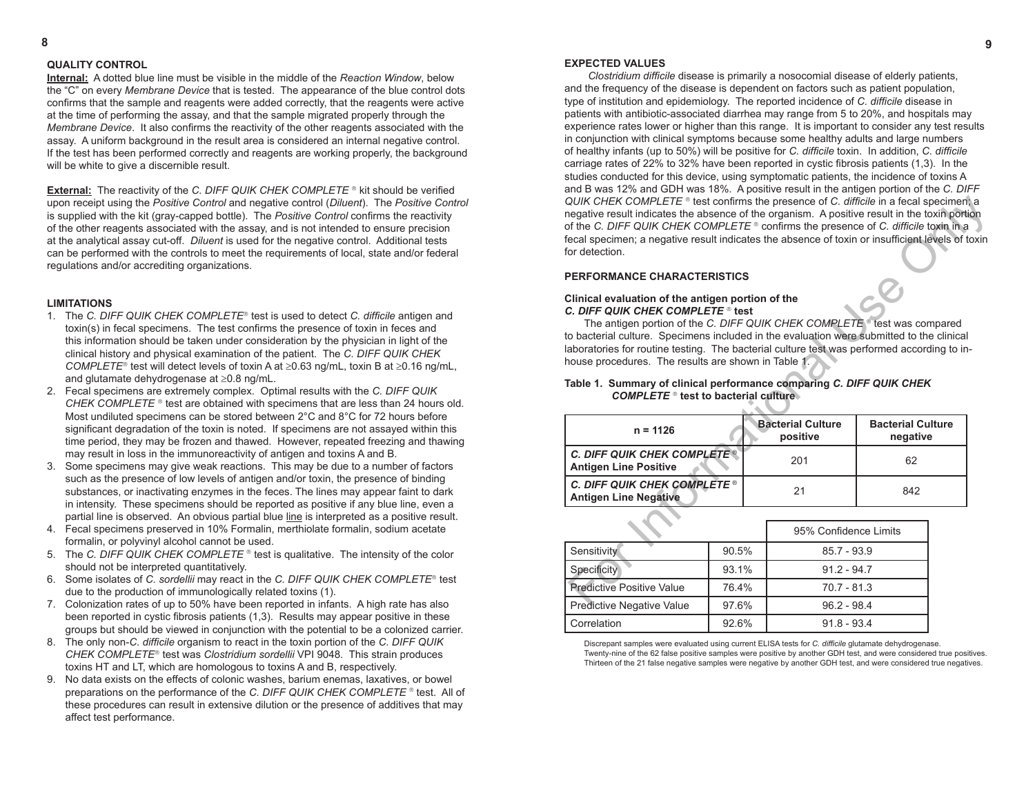## QUALITY CONTROL

**Internal:** A dotted blue line must be visible in the middle of the *Reaction Window*, below the "C" on every *Membrane Device* that is tested. The appearance of the blue control dots confirms that the sample and reagents were added correctly, that the reagents were active at the time of performing the assay, and that the sample migrated properly through the *Membrane Device*. It also confirms the reactivity of the other reagents associated with the assay. A uniform background in the result area is considered an internal negative control. If the test has been performed correctly and reagents are working properly, the background will be white to give a discernible result.

**External:** The reactivity of the *C. DIFF QUIK CHEK COMPLETE* ® kit should be verified upon receipt using the *Positive Control* and negative control (*Diluent*). The *Positive Control* is supplied with the kit (gray-capped bottle). The *Positive Control* confirms the reactivity of the other reagents associated with the assay, and is not intended to ensure precision at the analytical assay cut-off. *Diluent* is used for the negative control. Additional tests can be performed with the controls to meet the requirements of local, state and/or federal regulations and/or accrediting organizations.

## LIMITATIONS

1. The *C. DIFF QUIK CHEK COMPLETE*® test is used to detect *C. difficile* antigen and toxin(s) in fecal specimens. The test confirms the presence of toxin in feces and this information should be taken under consideration by the physician in light of the clinical history and physical examination of the patient. The *C. DIFF QUIK CHEK COMPLETE*® test will detect levels of toxin A at ≥0.63 ng/mL, toxin B at ≥0.16 ng/mL, and glutamate dehydrogenase at ≥0.8 ng/mL.
2. Fecal specimens are extremely complex. Optimal results with the *C. DIFF QUIK CHEK COMPLETE* ® test are obtained with specimens that are less than 24 hours old. Most undiluted specimens can be stored between 2°C and 8°C for 72 hours before significant degradation of the toxin is noted. If specimens are not assayed within this time period, they may be frozen and thawed. However, repeated freezing and thawing may result in loss in the immunoreactivity of antigen and toxins A and B.
3. Some specimens may give weak reactions. This may be due to a number of factors such as the presence of low levels of antigen and/or toxin, the presence of binding substances, or inactivating enzymes in the feces. The lines may appear faint to dark in intensity. These specimens should be reported as positive if any blue line, even a partial line is observed. An obvious partial blue line is interpreted as a positive result.
4. Fecal specimens preserved in 10% Formalin, merthiolate formalin, sodium acetate formalin, or polyvinyl alcohol cannot be used.
5. The *C. DIFF QUIK CHEK COMPLETE* ® test is qualitative. The intensity of the color should not be interpreted quantitatively.
6. Some isolates of *C. sordellii* may react in the *C. DIFF QUIK CHEK COMPLETE*® test due to the production of immunologically related toxins (1).
7. Colonization rates of up to 50% have been reported in infants. A high rate has also been reported in cystic fibrosis patients (1,3). Results may appear positive in these groups but should be viewed in conjunction with the potential to be a colonized carrier.
8. The only non-*C. difficile* organism to react in the toxin portion of the *C. DIFF QUIK CHEK COMPLETE*® test was *Clostridium sordellii* VPI 9048. This strain produces toxins HT and LT, which are homologous to toxins A and B, respectively.
9. No data exists on the effects of colonic washes, barium enemas, laxatives, or bowel preparations on the performance of the *C. DIFF QUIK CHEK COMPLETE* ® test. All of these procedures can result in extensive dilution or the presence of additives that may affect test performance.

## EXPECTED VALUES

*Clostridium difficile* disease is primarily a nosocomial disease of elderly patients, and the frequency of the disease is dependent on factors such as patient population, type of institution and epidemiology. The reported incidence of *C. difficile* disease in patients with antibiotic-associated diarrhea may range from 5 to 20%, and hospitals may experience rates lower or higher than this range. It is important to consider any test results in conjunction with clinical symptoms because some healthy adults and large numbers of healthy infants (up to 50%) will be positive for *C. difficile* toxin. In addition, *C. difficile* carriage rates of 22% to 32% have been reported in cystic fibrosis patients (1,3). In the studies conducted for this device, using symptomatic patients, the incidence of toxins A and B was 12% and GDH was 18%. A positive result in the antigen portion of the *C. DIFF QUIK CHEK COMPLETE* ® test confirms the presence of *C. difficile* in a fecal specimen; a negative result indicates the absence of the organism. A positive result in the toxin portion of the *C. DIFF QUIK CHEK COMPLETE* ® confirms the presence of *C. difficile* toxin in a fecal specimen; a negative result indicates the absence of toxin or insufficient levels of toxin for detection.

## PERFORMANCE CHARACTERISTICS

### Clinical evaluation of the antigen portion of the *C. DIFF QUIK CHEK COMPLETE* ® test

The antigen portion of the *C. DIFF QUIK CHEK COMPLETE* ® test was compared to bacterial culture. Specimens included in the evaluation were submitted to the clinical laboratories for routine testing. The bacterial culture test was performed according to in-house procedures. The results are shown in Table 1.

**Table 1. Summary of clinical performance comparing *C. DIFF QUIK CHEK COMPLETE* ® test to bacterial culture**

| n = 1126 | Bacterial Culture positive | Bacterial Culture negative |
|---|---|---|
| ***C. DIFF QUIK CHEK COMPLETE* ® Antigen Line Positive** | 201 | 62 |
| ***C. DIFF QUIK CHEK COMPLETE* ® Antigen Line Negative** | 21 | 842 |

| | | 95% Confidence Limits |
|---|---|---|
| Sensitivity | 90.5% | 85.7 - 93.9 |
| Specificity | 93.1% | 91.2 - 94.7 |
| Predictive Positive Value | 76.4% | 70.7 - 81.3 |
| Predictive Negative Value | 97.6% | 96.2 - 98.4 |
| Correlation | 92.6% | 91.8 - 93.4 |

Discrepant samples were evaluated using current ELISA tests for *C. difficile* glutamate dehydrogenase. Twenty-nine of the 62 false positive samples were positive by another GDH test, and were considered true positives. Thirteen of the 21 false negative samples were negative by another GDH test, and were considered true negatives.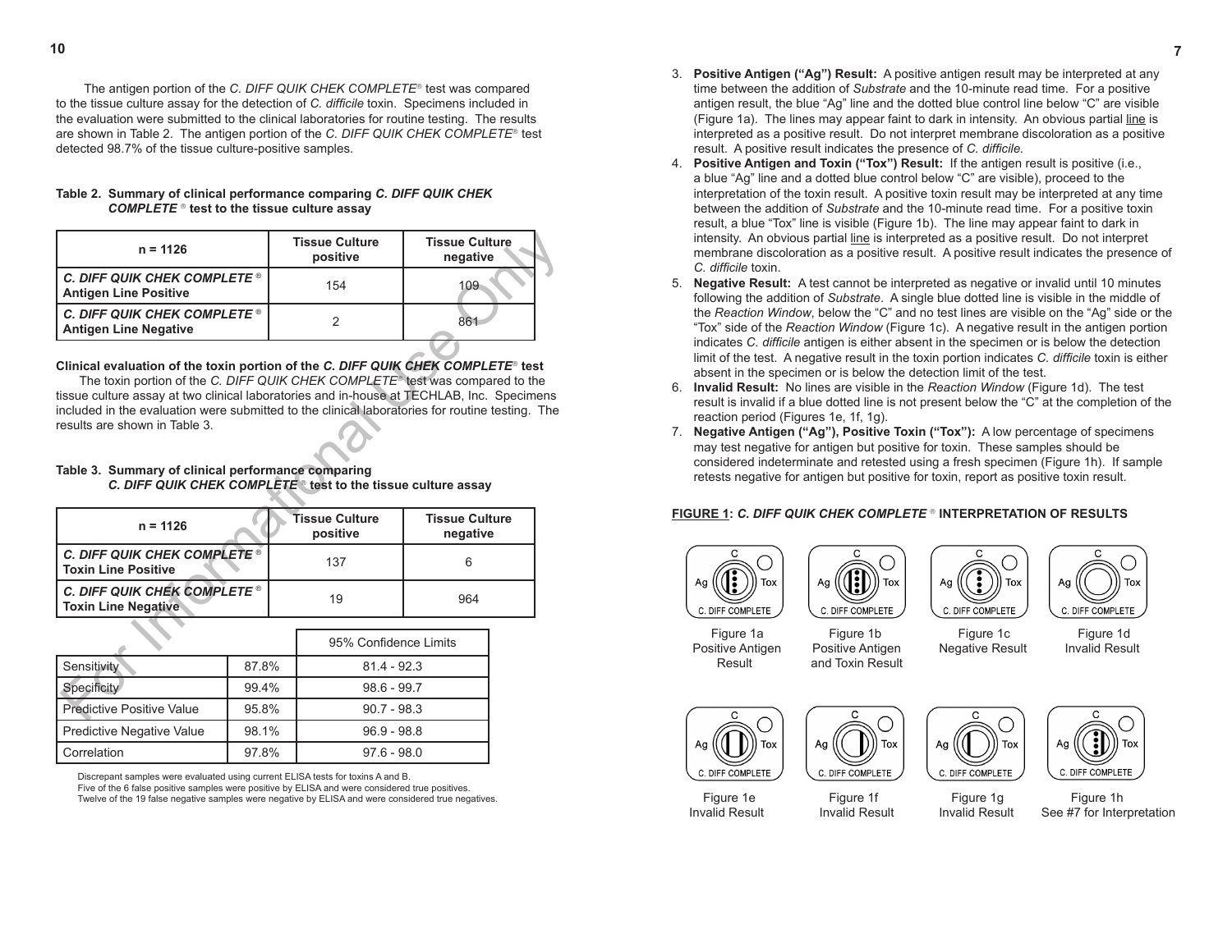The antigen portion of the *C. DIFF QUIK CHEK COMPLETE*® test was compared to the tissue culture assay for the detection of *C. difficile* toxin. Specimens included in the evaluation were submitted to the clinical laboratories for routine testing. The results are shown in Table 2. The antigen portion of the *C. DIFF QUIK CHEK COMPLETE*® test detected 98.7% of the tissue culture-positive samples.

**Table 2. Summary of clinical performance comparing *C. DIFF QUIK CHEK COMPLETE*® test to the tissue culture assay**

| n = 1126 | Tissue Culture positive | Tissue Culture negative |
|---|---|---|
| ***C. DIFF QUIK CHEK COMPLETE*® Antigen Line Positive** | 154 | 109 |
| ***C. DIFF QUIK CHEK COMPLETE*® Antigen Line Negative** | 2 | 861 |

**Clinical evaluation of the toxin portion of the *C. DIFF QUIK CHEK COMPLETE*® test**

The toxin portion of the *C. DIFF QUIK CHEK COMPLETE*® test was compared to the tissue culture assay at two clinical laboratories and in-house at TECHLAB, Inc. Specimens included in the evaluation were submitted to the clinical laboratories for routine testing. The results are shown in Table 3.

**Table 3. Summary of clinical performance comparing *C. DIFF QUIK CHEK COMPLETE*® test to the tissue culture assay**

| n = 1126 | Tissue Culture positive | Tissue Culture negative |
|---|---|---|
| ***C. DIFF QUIK CHEK COMPLETE*® Toxin Line Positive** | 137 | 6 |
| ***C. DIFF QUIK CHEK COMPLETE*® Toxin Line Negative** | 19 | 964 |

| | | 95% Confidence Limits |
|---|---|---|
| Sensitivity | 87.8% | 81.4 - 92.3 |
| Specificity | 99.4% | 98.6 - 99.7 |
| Predictive Positive Value | 95.8% | 90.7 - 98.3 |
| Predictive Negative Value | 98.1% | 96.9 - 98.8 |
| Correlation | 97.8% | 97.6 - 98.0 |

Discrepant samples were evaluated using current ELISA tests for toxins A and B.
Five of the 6 false positive samples were positive by ELISA and were considered true positives.
Twelve of the 19 false negative samples were negative by ELISA and were considered true negatives.

3. **Positive Antigen ("Ag") Result:** A positive antigen result may be interpreted at any time between the addition of *Substrate* and the 10-minute read time. For a positive antigen result, the blue "Ag" line and the dotted blue control line below "C" are visible (Figure 1a). The lines may appear faint to dark in intensity. An obvious partial <u>line</u> is interpreted as a positive result. Do not interpret membrane discoloration as a positive result. A positive result indicates the presence of *C. difficile.*
4. **Positive Antigen and Toxin ("Tox") Result:** If the antigen result is positive (i.e., a blue "Ag" line and a dotted blue control below "C" are visible), proceed to the interpretation of the toxin result. A positive toxin result may be interpreted at any time between the addition of *Substrate* and the 10-minute read time. For a positive toxin result, a blue "Tox" line is visible (Figure 1b). The line may appear faint to dark in intensity. An obvious partial <u>line</u> is interpreted as a positive result. Do not interpret membrane discoloration as a positive result. A positive result indicates the presence of *C. difficile* toxin.
5. **Negative Result:** A test cannot be interpreted as negative or invalid until 10 minutes following the addition of *Substrate*. A single blue dotted line is visible in the middle of the *Reaction Window*, below the "C" and no test lines are visible on the "Ag" side or the "Tox" side of the *Reaction Window* (Figure 1c). A negative result in the antigen portion indicates *C. difficile* antigen is either absent in the specimen or is below the detection limit of the test. A negative result in the toxin portion indicates *C. difficile* toxin is either absent in the specimen or is below the detection limit of the test.
6. **Invalid Result:** No lines are visible in the *Reaction Window* (Figure 1d). The test result is invalid if a blue dotted line is not present below the "C" at the completion of the reaction period (Figures 1e, 1f, 1g).
7. **Negative Antigen ("Ag"), Positive Toxin ("Tox"):** A low percentage of specimens may test negative for antigen but positive for toxin. These samples should be considered indeterminate and retested using a fresh specimen (Figure 1h). If sample retests negative for antigen but positive for toxin, report as positive toxin result.

**<u>FIGURE 1</u>: *C. DIFF QUIK CHEK COMPLETE*® INTERPRETATION OF RESULTS**

Figure 1a Positive Antigen Result

Figure 1b Positive Antigen and Toxin Result

Figure 1c Negative Result

Figure 1d Invalid Result

Figure 1e Invalid Result

Figure 1f Invalid Result

Figure 1g Invalid Result

Figure 1h See #7 for Interpretation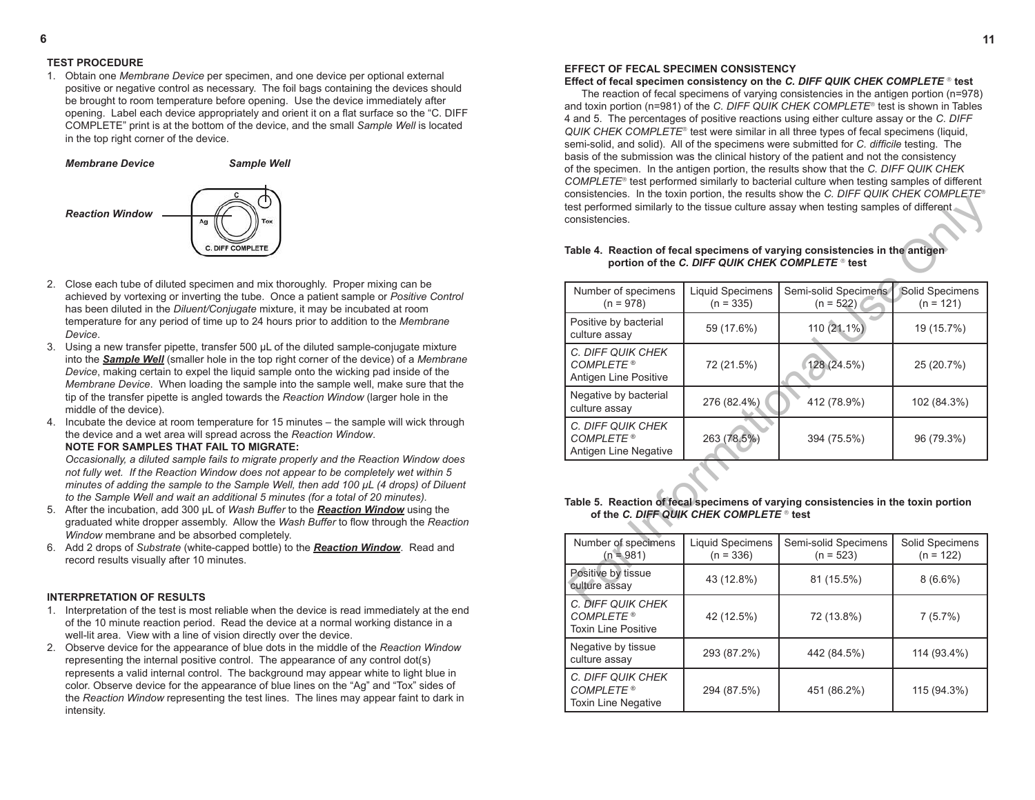## TEST PROCEDURE

1. Obtain one *Membrane Device* per specimen, and one device per optional external positive or negative control as necessary. The foil bags containing the devices should be brought to room temperature before opening. Use the device immediately after opening. Label each device appropriately and orient it on a flat surface so the "C. DIFF COMPLETE" print is at the bottom of the device, and the small *Sample Well* is located in the top right corner of the device.

***Membrane Device*** ***Sample Well***

***Reaction Window***

2. Close each tube of diluted specimen and mix thoroughly. Proper mixing can be achieved by vortexing or inverting the tube. Once a patient sample or *Positive Control* has been diluted in the *Diluent/Conjugate* mixture, it may be incubated at room temperature for any period of time up to 24 hours prior to addition to the *Membrane Device*.
3. Using a new transfer pipette, transfer 500 µL of the diluted sample-conjugate mixture into the ***Sample Well*** (smaller hole in the top right corner of the device) of a *Membrane Device*, making certain to expel the liquid sample onto the wicking pad inside of the *Membrane Device*. When loading the sample into the sample well, make sure that the tip of the transfer pipette is angled towards the *Reaction Window* (larger hole in the middle of the device).
4. Incubate the device at room temperature for 15 minutes – the sample will wick through the device and a wet area will spread across the *Reaction Window*.
   **NOTE FOR SAMPLES THAT FAIL TO MIGRATE:**
   *Occasionally, a diluted sample fails to migrate properly and the Reaction Window does not fully wet. If the Reaction Window does not appear to be completely wet within 5 minutes of adding the sample to the Sample Well, then add 100 µL (4 drops) of Diluent to the Sample Well and wait an additional 5 minutes (for a total of 20 minutes).*
5. After the incubation, add 300 µL of *Wash Buffer* to the ***Reaction Window*** using the graduated white dropper assembly. Allow the *Wash Buffer* to flow through the *Reaction Window* membrane and be absorbed completely.
6. Add 2 drops of *Substrate* (white-capped bottle) to the ***Reaction Window***. Read and record results visually after 10 minutes.

## INTERPRETATION OF RESULTS

1. Interpretation of the test is most reliable when the device is read immediately at the end of the 10 minute reaction period. Read the device at a normal working distance in a well-lit area. View with a line of vision directly over the device.
2. Observe device for the appearance of blue dots in the middle of the *Reaction Window* representing the internal positive control. The appearance of any control dot(s) represents a valid internal control. The background may appear white to light blue in color. Observe device for the appearance of blue lines on the "Ag" and "Tox" sides of the *Reaction Window* representing the test lines. The lines may appear faint to dark in intensity.

## EFFECT OF FECAL SPECIMEN CONSISTENCY

**Effect of fecal specimen consistency on the *C. DIFF QUIK CHEK COMPLETE*® test**

The reaction of fecal specimens of varying consistencies in the antigen portion (n=978) and toxin portion (n=981) of the *C. DIFF QUIK CHEK COMPLETE*® test is shown in Tables 4 and 5. The percentages of positive reactions using either culture assay or the *C. DIFF QUIK CHEK COMPLETE*® test were similar in all three types of fecal specimens (liquid, semi-solid, and solid). All of the specimens were submitted for *C. difficile* testing. The basis of the submission was the clinical history of the patient and not the consistency of the specimen. In the antigen portion, the results show that the *C. DIFF QUIK CHEK COMPLETE*® test performed similarly to bacterial culture when testing samples of different consistencies. In the toxin portion, the results show the *C. DIFF QUIK CHEK COMPLETE*® test performed similarly to the tissue culture assay when testing samples of different consistencies.

**Table 4. Reaction of fecal specimens of varying consistencies in the antigen portion of the *C. DIFF QUIK CHEK COMPLETE*® test**

| Number of specimens (n = 978) | Liquid Specimens (n = 335) | Semi-solid Specimens (n = 522) | Solid Specimens (n = 121) |
|---|---|---|---|
| Positive by bacterial culture assay | 59 (17.6%) | 110 (21.1%) | 19 (15.7%) |
| *C. DIFF QUIK CHEK COMPLETE*® Antigen Line Positive | 72 (21.5%) | 128 (24.5%) | 25 (20.7%) |
| Negative by bacterial culture assay | 276 (82.4%) | 412 (78.9%) | 102 (84.3%) |
| *C. DIFF QUIK CHEK COMPLETE*® Antigen Line Negative | 263 (78.5%) | 394 (75.5%) | 96 (79.3%) |

**Table 5. Reaction of fecal specimens of varying consistencies in the toxin portion of the *C. DIFF QUIK CHEK COMPLETE*® test**

| Number of specimens (n = 981) | Liquid Specimens (n = 336) | Semi-solid Specimens (n = 523) | Solid Specimens (n = 122) |
|---|---|---|---|
| Positive by tissue culture assay | 43 (12.8%) | 81 (15.5%) | 8 (6.6%) |
| *C. DIFF QUIK CHEK COMPLETE*® Toxin Line Positive | 42 (12.5%) | 72 (13.8%) | 7 (5.7%) |
| Negative by tissue culture assay | 293 (87.2%) | 442 (84.5%) | 114 (93.4%) |
| *C. DIFF QUIK CHEK COMPLETE*® Toxin Line Negative | 294 (87.5%) | 451 (86.2%) | 115 (94.3%) |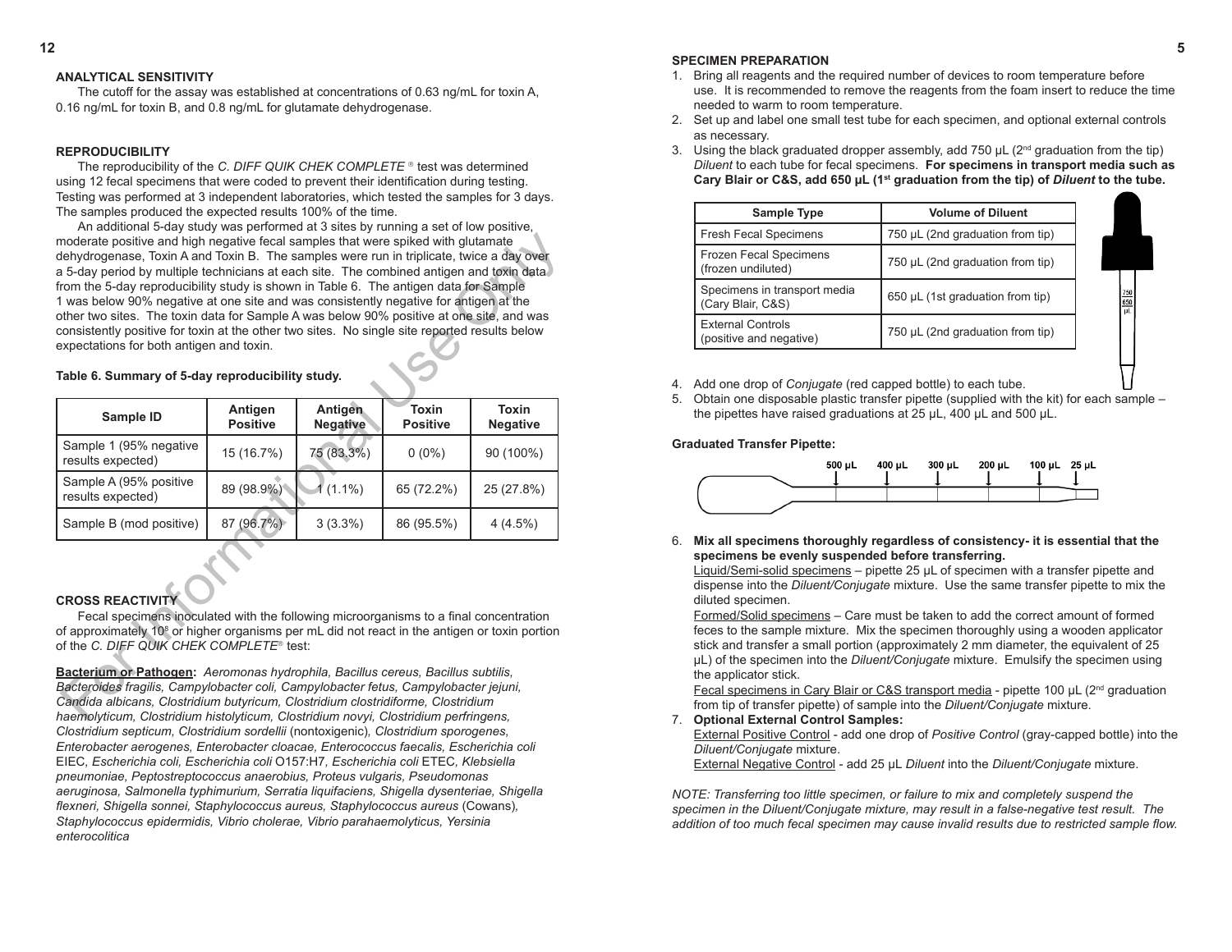## ANALYTICAL SENSITIVITY

The cutoff for the assay was established at concentrations of 0.63 ng/mL for toxin A, 0.16 ng/mL for toxin B, and 0.8 ng/mL for glutamate dehydrogenase.

## REPRODUCIBILITY

The reproducibility of the *C. DIFF QUIK CHEK COMPLETE* ® test was determined using 12 fecal specimens that were coded to prevent their identification during testing. Testing was performed at 3 independent laboratories, which tested the samples for 3 days. The samples produced the expected results 100% of the time.

An additional 5-day study was performed at 3 sites by running a set of low positive, moderate positive and high negative fecal samples that were spiked with glutamate dehydrogenase, Toxin A and Toxin B. The samples were run in triplicate, twice a day over a 5-day period by multiple technicians at each site. The combined antigen and toxin data from the 5-day reproducibility study is shown in Table 6. The antigen data for Sample 1 was below 90% negative at one site and was consistently negative for antigen at the other two sites. The toxin data for Sample A was below 90% positive at one site, and was consistently positive for toxin at the other two sites. No single site reported results below expectations for both antigen and toxin.

**Table 6. Summary of 5-day reproducibility study.**

| Sample ID | Antigen Positive | Antigen Negative | Toxin Positive | Toxin Negative |
|---|---|---|---|---|
| Sample 1 (95% negative results expected) | 15 (16.7%) | 75 (83.3%) | 0 (0%) | 90 (100%) |
| Sample A (95% positive results expected) | 89 (98.9%) | 1 (1.1%) | 65 (72.2%) | 25 (27.8%) |
| Sample B (mod positive) | 87 (96.7%) | 3 (3.3%) | 86 (95.5%) | 4 (4.5%) |

## CROSS REACTIVITY

Fecal specimens inoculated with the following microorganisms to a final concentration of approximately $10^8$ or higher organisms per mL did not react in the antigen or toxin portion of the *C. DIFF QUIK COMPLETE*® test:

**Bacterium or Pathogen:** *Aeromonas hydrophila, Bacillus cereus, Bacillus subtilis, Bacteroides fragilis, Campylobacter coli, Campylobacter fetus, Campylobacter jejuni, Candida albicans, Clostridium butyricum, Clostridium clostridiforme, Clostridium haemolyticum, Clostridium histolyticum, Clostridium novyi, Clostridium perfringens, Clostridium septicum, Clostridium sordellii* (nontoxigenic)*, Clostridium sporogenes, Enterobacter aerogenes, Enterobacter cloacae, Enterococcus faecalis, Escherichia coli* EIEC*, Escherichia coli, Escherichia coli* O157:H7*, Escherichia coli* ETEC*, Klebsiella pneumoniae, Peptostreptococcus anaerobius, Proteus vulgaris, Pseudomonas aeruginosa, Salmonella typhimurium, Serratia liquifaciens, Shigella dysenteriae, Shigella flexneri, Shigella sonnei, Staphylococcus aureus, Staphylococcus aureus* (Cowans)*, Staphylococcus epidermidis, Vibrio cholerae, Vibrio parahaemolyticus, Yersinia enterocolitica*

## SPECIMEN PREPARATION

1. Bring all reagents and the required number of devices to room temperature before use. It is recommended to remove the reagents from the foam insert to reduce the time needed to warm to room temperature.
2. Set up and label one small test tube for each specimen, and optional external controls as necessary.
3. Using the black graduated dropper assembly, add 750 µL (2nd graduation from the tip) *Diluent* to each tube for fecal specimens. **For specimens in transport media such as Cary Blair or C&S, add 650 µL (1st graduation from the tip) of *Diluent* to the tube.**

| Sample Type | Volume of Diluent |
|---|---|
| Fresh Fecal Specimens | 750 µL (2nd graduation from tip) |
| Frozen Fecal Specimens (frozen undiluted) | 750 µL (2nd graduation from tip) |
| Specimens in transport media (Cary Blair, C&S) | 650 µL (1st graduation from tip) |
| External Controls (positive and negative) | 750 µL (2nd graduation from tip) |

4. Add one drop of *Conjugate* (red capped bottle) to each tube.
5. Obtain one disposable plastic transfer pipette (supplied with the kit) for each sample – the pipettes have raised graduations at 25 µL, 400 µL and 500 µL.

**Graduated Transfer Pipette:**

500 µL 400 µL 300 µL 200 µL 100 µL 25 µL

6. **Mix all specimens thoroughly regardless of consistency- it is essential that the specimens be evenly suspended before transferring.**
   Liquid/Semi-solid specimens – pipette 25 µL of specimen with a transfer pipette and dispense into the *Diluent/Conjugate* mixture. Use the same transfer pipette to mix the diluted specimen.
   Formed/Solid specimens – Care must be taken to add the correct amount of formed feces to the sample mixture. Mix the specimen thoroughly using a wooden applicator stick and transfer a small portion (approximately 2 mm diameter, the equivalent of 25 µL) of the specimen into the *Diluent/Conjugate* mixture. Emulsify the specimen using the applicator stick.
   Fecal specimens in Cary Blair or C&S transport media - pipette 100 µL (2nd graduation from tip of transfer pipette) of sample into the *Diluent/Conjugate* mixture.
7. **Optional External Control Samples:**
   External Positive Control - add one drop of *Positive Control* (gray-capped bottle) into the *Diluent/Conjugate* mixture.
   External Negative Control - add 25 µL *Diluent* into the *Diluent/Conjugate* mixture.

*NOTE: Transferring too little specimen, or failure to mix and completely suspend the specimen in the Diluent/Conjugate mixture, may result in a false-negative test result. The addition of too much fecal specimen may cause invalid results due to restricted sample flow.*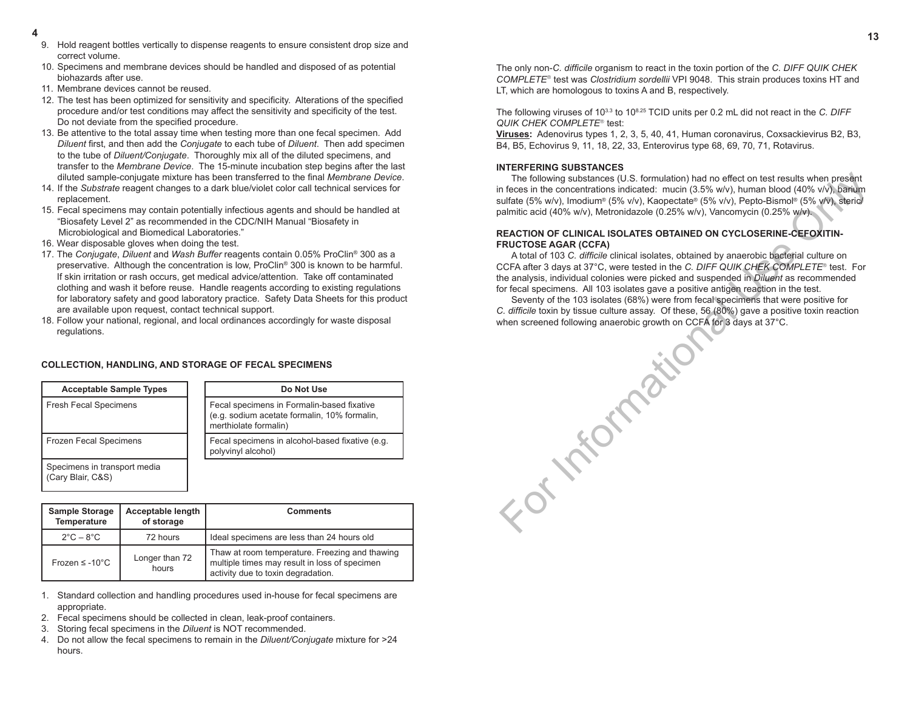9. Hold reagent bottles vertically to dispense reagents to ensure consistent drop size and correct volume.
10. Specimens and membrane devices should be handled and disposed of as potential biohazards after use.
11. Membrane devices cannot be reused.
12. The test has been optimized for sensitivity and specificity. Alterations of the specified procedure and/or test conditions may affect the sensitivity and specificity of the test. Do not deviate from the specified procedure.
13. Be attentive to the total assay time when testing more than one fecal specimen. Add *Diluent* first, and then add the *Conjugate* to each tube of *Diluent*. Then add specimen to the tube of *Diluent/Conjugate*. Thoroughly mix all of the diluted specimens, and transfer to the *Membrane Device*. The 15-minute incubation step begins after the last diluted sample-conjugate mixture has been transferred to the final *Membrane Device*.
14. If the *Substrate* reagent changes to a dark blue/violet color call technical services for replacement.
15. Fecal specimens may contain potentially infectious agents and should be handled at "Biosafety Level 2" as recommended in the CDC/NIH Manual "Biosafety in Microbiological and Biomedical Laboratories."
16. Wear disposable gloves when doing the test.
17. The *Conjugate*, *Diluent* and *Wash Buffer* reagents contain 0.05% ProClin® 300 as a preservative. Although the concentration is low, ProClin® 300 is known to be harmful. If skin irritation or rash occurs, get medical advice/attention. Take off contaminated clothing and wash it before reuse. Handle reagents according to existing regulations for laboratory safety and good laboratory practice. Safety Data Sheets for this product are available upon request, contact technical support.
18. Follow your national, regional, and local ordinances accordingly for waste disposal regulations.

## COLLECTION, HANDLING, AND STORAGE OF FECAL SPECIMENS

| Acceptable Sample Types |
|---|
| Fresh Fecal Specimens |
| Frozen Fecal Specimens |
| Specimens in transport media (Cary Blair, C&S) |

| Do Not Use |
|---|
| Fecal specimens in Formalin-based fixative (e.g. sodium acetate formalin, 10% formalin, merthiolate formalin) |
| Fecal specimens in alcohol-based fixative (e.g. polyvinyl alcohol) |

| Sample Storage Temperature | Acceptable length of storage | Comments |
|---|---|---|
| 2°C – 8°C | 72 hours | Ideal specimens are less than 24 hours old |
| Frozen ≤ -10°C | Longer than 72 hours | Thaw at room temperature. Freezing and thawing multiple times may result in loss of specimen activity due to toxin degradation. |

1. Standard collection and handling procedures used in-house for fecal specimens are appropriate.
2. Fecal specimens should be collected in clean, leak-proof containers.
3. Storing fecal specimens in the *Diluent* is NOT recommended.
4. Do not allow the fecal specimens to remain in the *Diluent/Conjugate* mixture for >24 hours.

The only non-*C. difficile* organism to react in the toxin portion of the *C. DIFF QUIK CHEK COMPLETE*® test was *Clostridium sordellii* VPI 9048. This strain produces toxins HT and LT, which are homologous to toxins A and B, respectively.

The following viruses of $10^{3.3}$ to $10^{8.25}$ TCID units per 0.2 mL did not react in the *C. DIFF QUIK CHEK COMPLETE*® test:

**Viruses:** Adenovirus types 1, 2, 3, 5, 40, 41, Human coronavirus, Coxsackievirus B2, B3, B4, B5, Echovirus 9, 11, 18, 22, 33, Enterovirus type 68, 69, 70, 71, Rotavirus.

## INTERFERING SUBSTANCES

The following substances (U.S. formulation) had no effect on test results when present in feces in the concentrations indicated: mucin (3.5% w/v), human blood (40% v/v), barium sulfate (5% w/v), Imodium® (5% v/v), Kaopectate® (5% v/v), Pepto-Bismol® (5% v/v), steric/palmitic acid (40% w/v), Metronidazole (0.25% w/v), Vancomycin (0.25% w/v).

## REACTION OF CLINICAL ISOLATES OBTAINED ON CYCLOSERINE-CEFOXITIN-FRUCTOSE AGAR (CCFA)

A total of 103 *C. difficile* clinical isolates, obtained by anaerobic bacterial culture on CCFA after 3 days at 37°C, were tested in the *C. DIFF QUIK CHEK COMPLETE*® test. For the analysis, individual colonies were picked and suspended in *Diluent* as recommended for fecal specimens. All 103 isolates gave a positive antigen reaction in the test.

Seventy of the 103 isolates (68%) were from fecal specimens that were positive for *C. difficile* toxin by tissue culture assay. Of these, 56 (80%) gave a positive toxin reaction when screened following anaerobic growth on CCFA for 3 days at 37°C.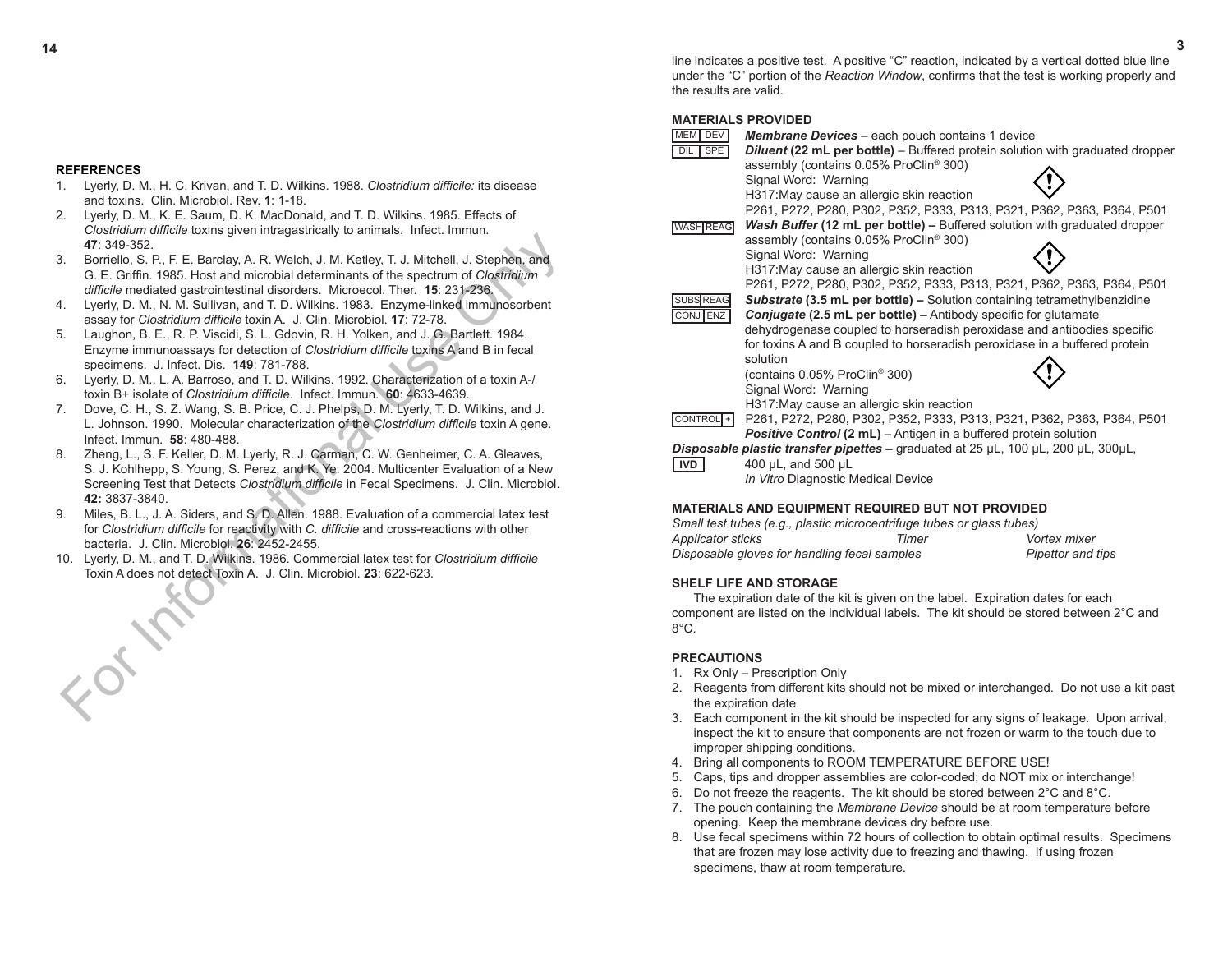## REFERENCES

1. Lyerly, D. M., H. C. Krivan, and T. D. Wilkins. 1988. *Clostridium difficile:* its disease and toxins. Clin. Microbiol. Rev. **1**: 1-18.
2. Lyerly, D. M., K. E. Saum, D. K. MacDonald, and T. D. Wilkins. 1985. Effects of *Clostridium difficile* toxins given intragastrically to animals. Infect. Immun. **47**: 349-352.
3. Borriello, S. P., F. E. Barclay, A. R. Welch, J. M. Ketley, T. J. Mitchell, J. Stephen, and G. E. Griffin. 1985. Host and microbial determinants of the spectrum of *Clostridium difficile* mediated gastrointestinal disorders. Microecol. Ther. **15**: 231-236.
4. Lyerly, D. M., N. M. Sullivan, and T. D. Wilkins. 1983. Enzyme-linked immunosorbent assay for *Clostridium difficile* toxin A. J. Clin. Microbiol. **17**: 72-78.
5. Laughon, B. E., R. P. Viscidi, S. L. Gdovin, R. H. Yolken, and J. G. Bartlett. 1984. Enzyme immunoassays for detection of *Clostridium difficile* toxins A and B in fecal specimens. J. Infect. Dis. **149**: 781-788.
6. Lyerly, D. M., L. A. Barroso, and T. D. Wilkins. 1992. Characterization of a toxin A-/ toxin B+ isolate of *Clostridium difficile*. Infect. Immun. **60**: 4633-4639.
7. Dove, C. H., S. Z. Wang, S. B. Price, C. J. Phelps, D. M. Lyerly, T. D. Wilkins, and J. L. Johnson. 1990. Molecular characterization of the *Clostridium difficile* toxin A gene. Infect. Immun. **58**: 480-488.
8. Zheng, L., S. F. Keller, D. M. Lyerly, R. J. Carman, C. W. Genheimer, C. A. Gleaves, S. J. Kohlhepp, S. Young, S. Perez, and K. Ye. 2004. Multicenter Evaluation of a New Screening Test that Detects *Clostridium difficile* in Fecal Specimens. J. Clin. Microbiol. **42:** 3837-3840.
9. Miles, B. L., J. A. Siders, and S. D. Allen. 1988. Evaluation of a commercial latex test for *Clostridium difficile* for reactivity with *C. difficile* and cross-reactions with other bacteria. J. Clin. Microbiol. **26**: 2452-2455.
10. Lyerly, D. M., and T. D. Wilkins. 1986. Commercial latex test for *Clostridium difficile* Toxin A does not detect Toxin A. J. Clin. Microbiol. **23**: 622-623.

line indicates a positive test. A positive "C" reaction, indicated by a vertical dotted blue line under the "C" portion of the *Reaction Window*, confirms that the test is working properly and the results are valid.

## MATERIALS PROVIDED

MEM DEV — ***Membrane Devices*** – each pouch contains 1 device

DIL SPE — ***Diluent* (22 mL per bottle)** – Buffered protein solution with graduated dropper assembly (contains 0.05% ProClin® 300)
Signal Word: Warning
H317:May cause an allergic skin reaction
P261, P272, P280, P302, P352, P333, P313, P321, P362, P363, P364, P501

WASH REAG — ***Wash Buffer* (12 mL per bottle) –** Buffered solution with graduated dropper assembly (contains 0.05% ProClin® 300)
Signal Word: Warning
H317:May cause an allergic skin reaction
P261, P272, P280, P302, P352, P333, P313, P321, P362, P363, P364, P501

SUBS REAG — ***Substrate* (3.5 mL per bottle) –** Solution containing tetramethylbenzidine

CONJ ENZ — ***Conjugate* (2.5 mL per bottle) –** Antibody specific for glutamate dehydrogenase coupled to horseradish peroxidase and antibodies specific for toxins A and B coupled to horseradish peroxidase in a buffered protein solution
(contains 0.05% ProClin® 300)
Signal Word: Warning
H317:May cause an allergic skin reaction
P261, P272, P280, P302, P352, P333, P313, P321, P362, P363, P364, P501

CONTROL + — ***Positive Control* (2 mL)** – Antigen in a buffered protein solution

***Disposable plastic transfer pipettes* –** graduated at 25 µL, 100 µL, 200 µL, 300µL, 400 µL, and 500 µL

IVD — *In Vitro* Diagnostic Medical Device

## MATERIALS AND EQUIPMENT REQUIRED BUT NOT PROVIDED

*Small test tubes (e.g., plastic microcentrifuge tubes or glass tubes)*
*Applicator sticks*
*Timer*
*Vortex mixer*
*Disposable gloves for handling fecal samples*
*Pipettor and tips*

## SHELF LIFE AND STORAGE

The expiration date of the kit is given on the label. Expiration dates for each component are listed on the individual labels. The kit should be stored between 2°C and 8°C.

## PRECAUTIONS

1. Rx Only – Prescription Only
2. Reagents from different kits should not be mixed or interchanged. Do not use a kit past the expiration date.
3. Each component in the kit should be inspected for any signs of leakage. Upon arrival, inspect the kit to ensure that components are not frozen or warm to the touch due to improper shipping conditions.
4. Bring all components to ROOM TEMPERATURE BEFORE USE!
5. Caps, tips and dropper assemblies are color-coded; do NOT mix or interchange!
6. Do not freeze the reagents. The kit should be stored between 2°C and 8°C.
7. The pouch containing the *Membrane Device* should be at room temperature before opening. Keep the membrane devices dry before use.
8. Use fecal specimens within 72 hours of collection to obtain optimal results. Specimens that are frozen may lose activity due to freezing and thawing. If using frozen specimens, thaw at room temperature.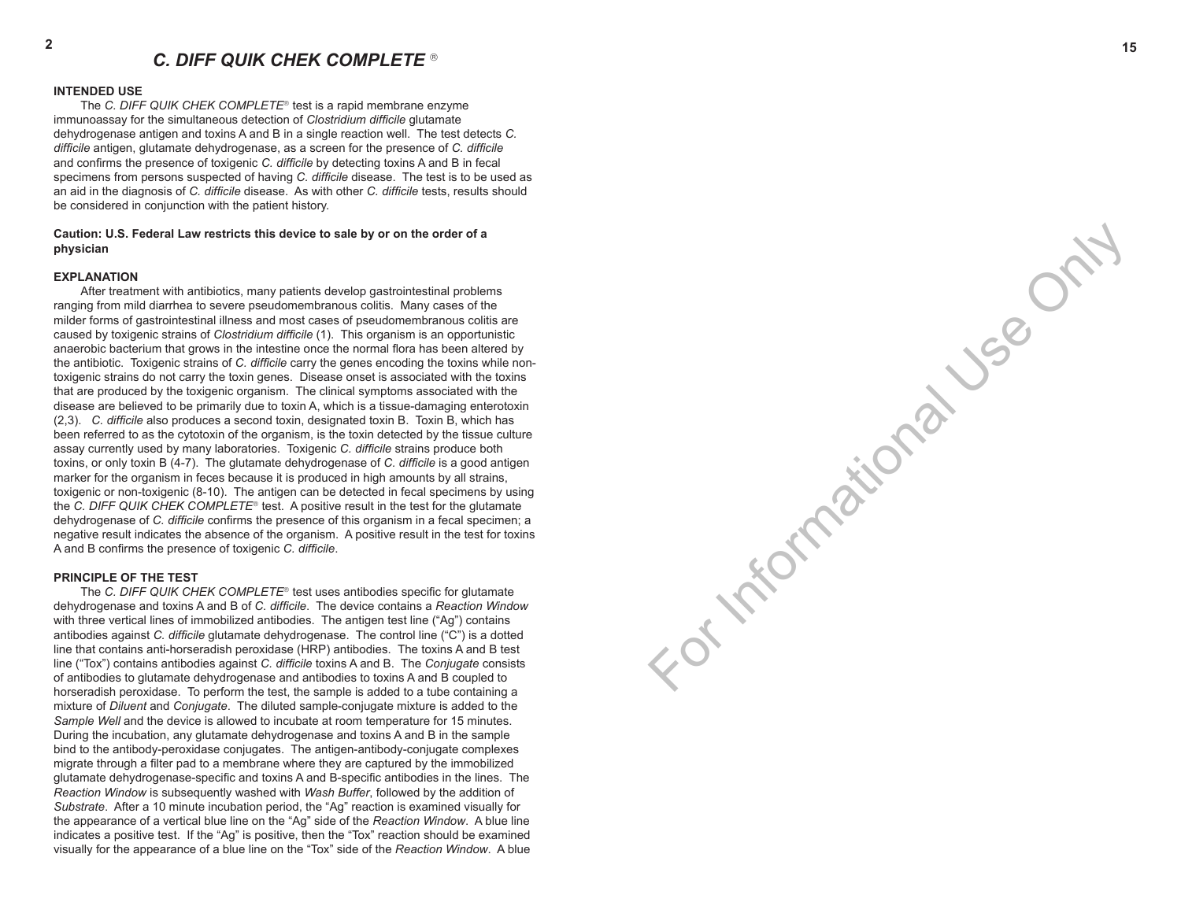# *C. DIFF QUIK CHEK COMPLETE* ®

**INTENDED USE**

The *C. DIFF QUIK CHEK COMPLETE*® test is a rapid membrane enzyme immunoassay for the simultaneous detection of *Clostridium difficile* glutamate dehydrogenase antigen and toxins A and B in a single reaction well. The test detects *C. difficile* antigen, glutamate dehydrogenase, as a screen for the presence of *C. difficile* and confirms the presence of toxigenic *C. difficile* by detecting toxins A and B in fecal specimens from persons suspected of having *C. difficile* disease. The test is to be used as an aid in the diagnosis of *C. difficile* disease. As with other *C. difficile* tests, results should be considered in conjunction with the patient history.

**Caution: U.S. Federal Law restricts this device to sale by or on the order of a physician**

**EXPLANATION**

After treatment with antibiotics, many patients develop gastrointestinal problems ranging from mild diarrhea to severe pseudomembranous colitis. Many cases of the milder forms of gastrointestinal illness and most cases of pseudomembranous colitis are caused by toxigenic strains of *Clostridium difficile* (1). This organism is an opportunistic anaerobic bacterium that grows in the intestine once the normal flora has been altered by the antibiotic. Toxigenic strains of *C. difficile* carry the genes encoding the toxins while non-toxigenic strains do not carry the toxin genes. Disease onset is associated with the toxins that are produced by the toxigenic organism. The clinical symptoms associated with the disease are believed to be primarily due to toxin A, which is a tissue-damaging enterotoxin (2,3). *C. difficile* also produces a second toxin, designated toxin B. Toxin B, which has been referred to as the cytotoxin of the organism, is the toxin detected by the tissue culture assay currently used by many laboratories. Toxigenic *C. difficile* strains produce both toxins, or only toxin B (4-7). The glutamate dehydrogenase of *C. difficile* is a good antigen marker for the organism in feces because it is produced in high amounts by all strains, toxigenic or non-toxigenic (8-10). The antigen can be detected in fecal specimens by using the *C. DIFF QUIK CHEK COMPLETE*® test. A positive result in the test for the glutamate dehydrogenase of *C. difficile* confirms the presence of this organism in a fecal specimen; a negative result indicates the absence of the organism. A positive result in the test for toxins A and B confirms the presence of toxigenic *C. difficile*.

**PRINCIPLE OF THE TEST**

The *C. DIFF QUIK CHEK COMPLETE*® test uses antibodies specific for glutamate dehydrogenase and toxins A and B of *C. difficile*. The device contains a *Reaction Window* with three vertical lines of immobilized antibodies. The antigen test line ("Ag") contains antibodies against *C. difficile* glutamate dehydrogenase. The control line ("C") is a dotted line that contains anti-horseradish peroxidase (HRP) antibodies. The toxins A and B test line ("Tox") contains antibodies against *C. difficile* toxins A and B. The *Conjugate* consists of antibodies to glutamate dehydrogenase and antibodies to toxins A and B coupled to horseradish peroxidase. To perform the test, the sample is added to a tube containing a mixture of *Diluent* and *Conjugate*. The diluted sample-conjugate mixture is added to the *Sample Well* and the device is allowed to incubate at room temperature for 15 minutes. During the incubation, any glutamate dehydrogenase and toxins A and B in the sample bind to the antibody-peroxidase conjugates. The antigen-antibody-conjugate complexes migrate through a filter pad to a membrane where they are captured by the immobilized glutamate dehydrogenase-specific and toxins A and B-specific antibodies in the lines. The *Reaction Window* is subsequently washed with *Wash Buffer*, followed by the addition of *Substrate*. After a 10 minute incubation period, the "Ag" reaction is examined visually for the appearance of a vertical blue line on the "Ag" side of the *Reaction Window*. A blue line indicates a positive test. If the "Ag" is positive, then the "Tox" reaction should be examined visually for the appearance of a blue line on the "Tox" side of the *Reaction Window*. A blue

For Informational Use Only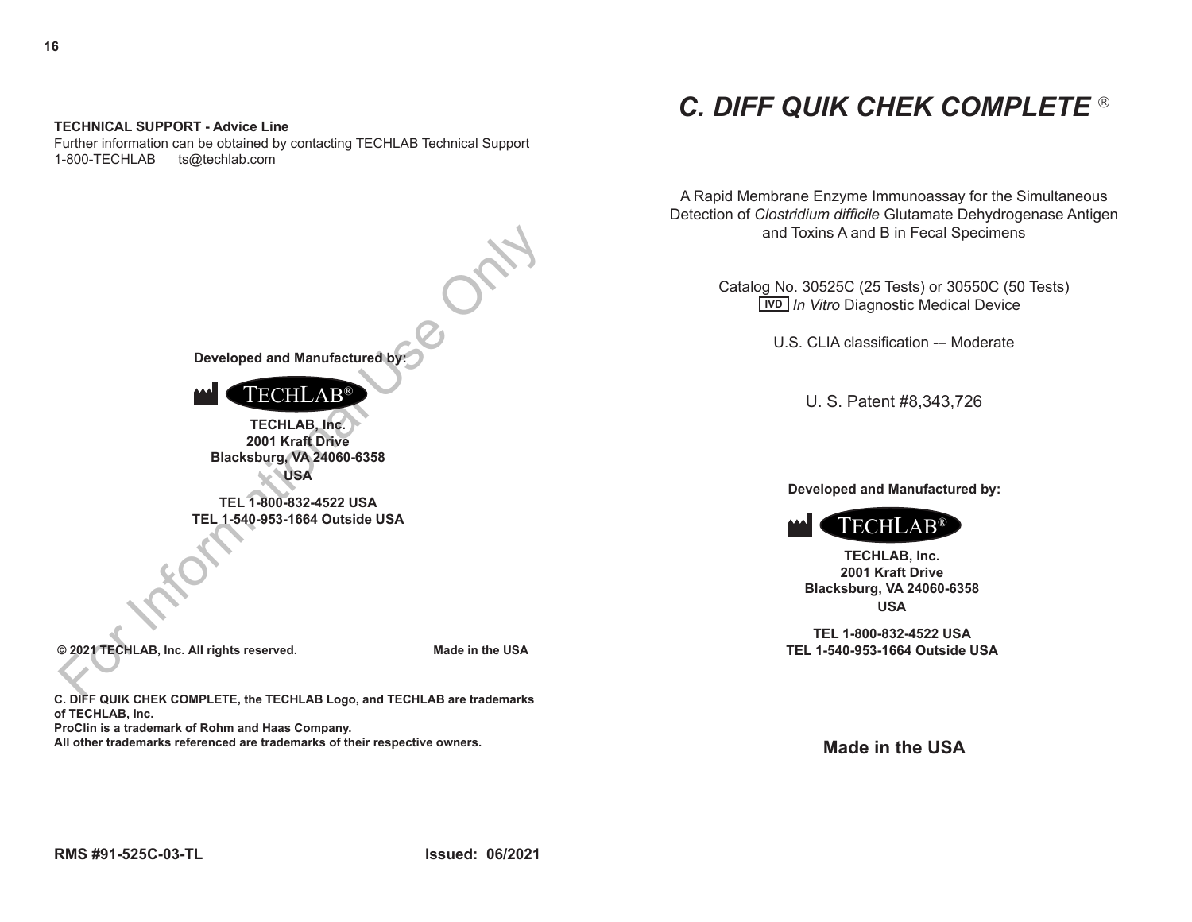**TECHNICAL SUPPORT - Advice Line**
Further information can be obtained by contacting TECHLAB Technical Support
1-800-TECHLAB ts@techlab.com

For Informational Use Only

**Developed and Manufactured by:**

TECHLAB®

**TECHLAB, Inc.**
**2001 Kraft Drive**
**Blacksburg, VA 24060-6358**
**USA**

**TEL 1-800-832-4522 USA**
**TEL 1-540-953-1664 Outside USA**

**© 2021 TECHLAB, Inc. All rights reserved.** **Made in the USA**

**C. DIFF QUIK CHEK COMPLETE, the TECHLAB Logo, and TECHLAB are trademarks of TECHLAB, Inc.**
**ProClin is a trademark of Rohm and Haas Company.**
**All other trademarks referenced are trademarks of their respective owners.**

**RMS #91-525C-03-TL** **Issued: 06/2021**

# *C. DIFF QUIK CHEK COMPLETE* ®

A Rapid Membrane Enzyme Immunoassay for the Simultaneous Detection of *Clostridium difficile* Glutamate Dehydrogenase Antigen and Toxins A and B in Fecal Specimens

Catalog No. 30525C (25 Tests) or 30550C (50 Tests)
IVD *In Vitro* Diagnostic Medical Device

U.S. CLIA classification -– Moderate

U. S. Patent #8,343,726

**Developed and Manufactured by:**

TECHLAB®

**TECHLAB, Inc.**
**2001 Kraft Drive**
**Blacksburg, VA 24060-6358**
**USA**

**TEL 1-800-832-4522 USA**
**TEL 1-540-953-1664 Outside USA**

**Made in the USA**